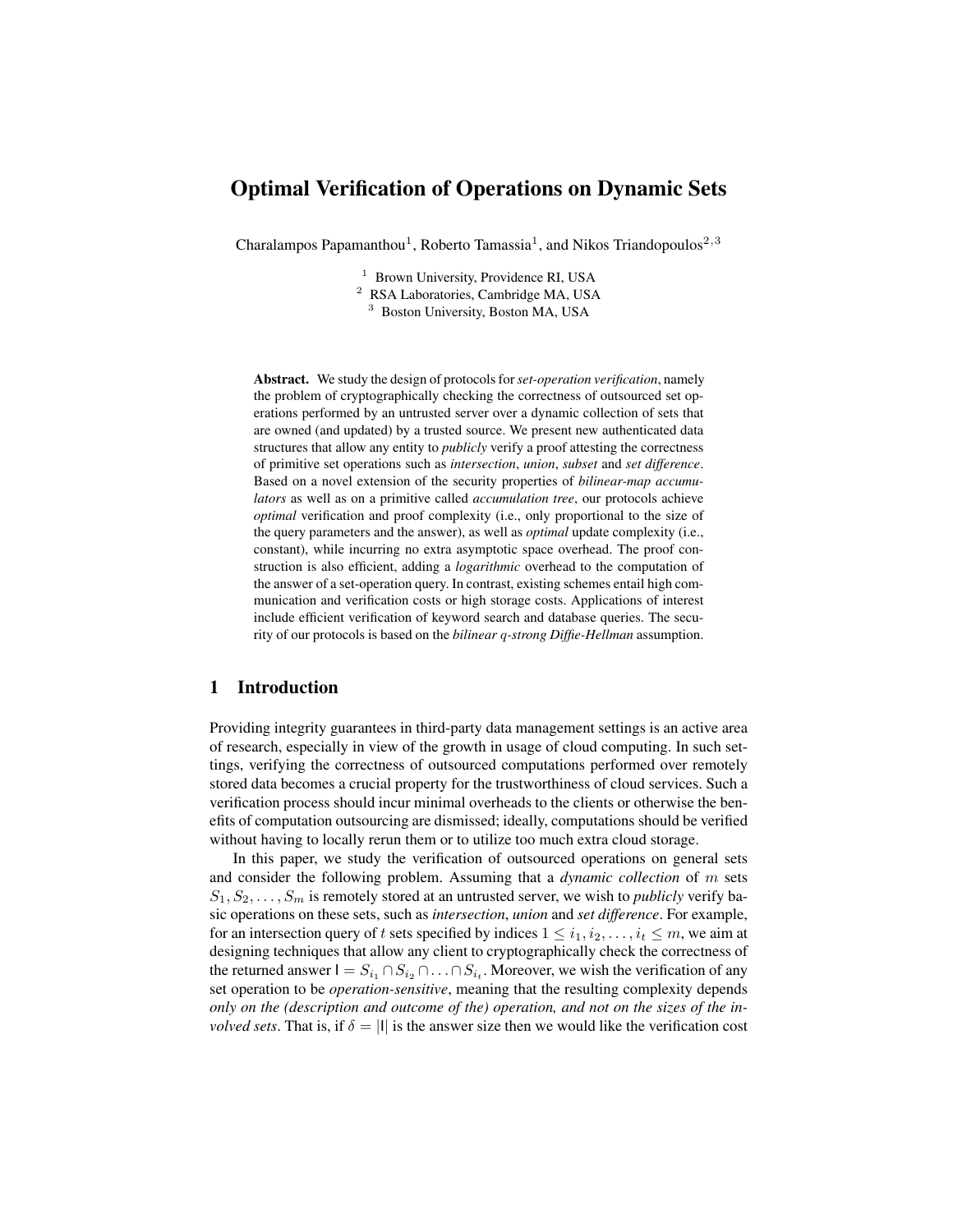# Optimal Verification of Operations on Dynamic Sets

Charalampos Papamanthou[1], Roberto Tamassia[1], and Nikos Triandopoulos[2,3]

[1] Brown University, Providence RI, USA
[2] RSA Laboratories, Cambridge MA, USA
[3] Boston University, Boston MA, USA

**Abstract.** We study the design of protocols for *set-operation verification*, namely the problem of cryptographically checking the correctness of outsourced set operations performed by an untrusted server over a dynamic collection of sets that are owned (and updated) by a trusted source. We present new authenticated data structures that allow any entity to *publicly* verify a proof attesting the correctness of primitive set operations such as *intersection*, *union*, *subset* and *set difference*. Based on a novel extension of the security properties of *bilinear-map accumulators* as well as on a primitive called *accumulation tree*, our protocols achieve *optimal* verification and proof complexity (i.e., only proportional to the size of the query parameters and the answer), as well as *optimal* update complexity (i.e., constant), while incurring no extra asymptotic space overhead. The proof construction is also efficient, adding a *logarithmic* overhead to the computation of the answer of a set-operation query. In contrast, existing schemes entail high communication and verification costs or high storage costs. Applications of interest include efficient verification of keyword search and database queries. The security of our protocols is based on the *bilinear q-strong Diffie-Hellman* assumption.

## 1 Introduction

Providing integrity guarantees in third-party data management settings is an active area of research, especially in view of the growth in usage of cloud computing. In such settings, verifying the correctness of outsourced computations performed over remotely stored data becomes a crucial property for the trustworthiness of cloud services. Such a verification process should incur minimal overheads to the clients or otherwise the benefits of computation outsourcing are dismissed; ideally, computations should be verified without having to locally rerun them or to utilize too much extra cloud storage.

In this paper, we study the verification of outsourced operations on general sets and consider the following problem. Assuming that a *dynamic collection* of $m$ sets $S_1, S_2, \ldots, S_m$ is remotely stored at an untrusted server, we wish to *publicly* verify basic operations on these sets, such as *intersection*, *union* and *set difference*. For example, for an intersection query of $t$ sets specified by indices $1 \leq i_1, i_2, \ldots, i_t \leq m$, we aim at designing techniques that allow any client to cryptographically check the correctness of the returned answer $\mathsf{I} = S_{i_1} \cap S_{i_2} \cap \ldots \cap S_{i_t}$. Moreover, we wish the verification of any set operation to be *operation-sensitive*, meaning that the resulting complexity depends *only on the (description and outcome of the) operation, and not on the sizes of the involved sets*. That is, if $\delta = |\mathsf{I}|$ is the answer size then we would like the verification cost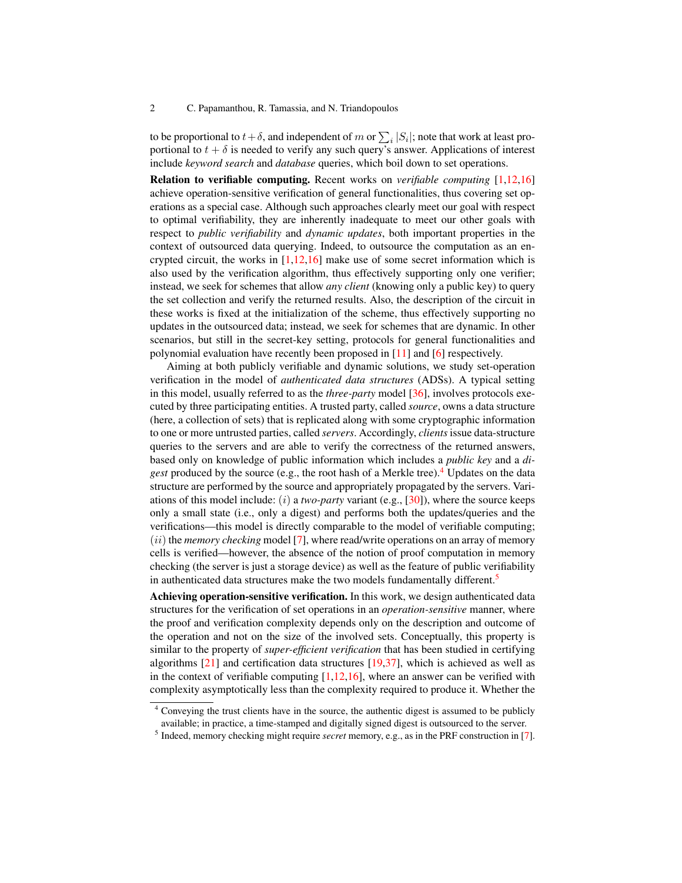to be proportional to $t+\delta$, and independent of $m$ or $\sum_i |S_i|$; note that work at least proportional to $t+\delta$ is needed to verify any such query's answer. Applications of interest include *keyword search* and *database* queries, which boil down to set operations.

**Relation to verifiable computing.** Recent works on *verifiable computing* [1,12,16] achieve operation-sensitive verification of general functionalities, thus covering set operations as a special case. Although such approaches clearly meet our goal with respect to optimal verifiability, they are inherently inadequate to meet our other goals with respect to *public verifiability* and *dynamic updates*, both important properties in the context of outsourced data querying. Indeed, to outsource the computation as an encrypted circuit, the works in [1,12,16] make use of some secret information which is also used by the verification algorithm, thus effectively supporting only one verifier; instead, we seek for schemes that allow *any client* (knowing only a public key) to query the set collection and verify the returned results. Also, the description of the circuit in these works is fixed at the initialization of the scheme, thus effectively supporting no updates in the outsourced data; instead, we seek for schemes that are dynamic. In other scenarios, but still in the secret-key setting, protocols for general functionalities and polynomial evaluation have recently been proposed in [11] and [6] respectively.

Aiming at both publicly verifiable and dynamic solutions, we study set-operation verification in the model of *authenticated data structures* (ADSs). A typical setting in this model, usually referred to as the *three-party* model [36], involves protocols executed by three participating entities. A trusted party, called *source*, owns a data structure (here, a collection of sets) that is replicated along with some cryptographic information to one or more untrusted parties, called *servers*. Accordingly, *clients* issue data-structure queries to the servers and are able to verify the correctness of the returned answers, based only on knowledge of public information which includes a *public key* and a *digest* produced by the source (e.g., the root hash of a Merkle tree).[4] Updates on the data structure are performed by the source and appropriately propagated by the servers. Variations of this model include: $(i)$ a *two-party* variant (e.g., [30]), where the source keeps only a small state (i.e., only a digest) and performs both the updates/queries and the verifications—this model is directly comparable to the model of verifiable computing; $(ii)$ the *memory checking* model [7], where read/write operations on an array of memory cells is verified—however, the absence of the notion of proof computation in memory checking (the server is just a storage device) as well as the feature of public verifiability in authenticated data structures make the two models fundamentally different.[5]

**Achieving operation-sensitive verification.** In this work, we design authenticated data structures for the verification of set operations in an *operation-sensitive* manner, where the proof and verification complexity depends only on the description and outcome of the operation and not on the size of the involved sets. Conceptually, this property is similar to the property of *super-efficient verification* that has been studied in certifying algorithms [21] and certification data structures [19,37], which is achieved as well as in the context of verifiable computing [1,12,16], where an answer can be verified with complexity asymptotically less than the complexity required to produce it. Whether the

[4] Conveying the trust clients have in the source, the authentic digest is assumed to be publicly available; in practice, a time-stamped and digitally signed digest is outsourced to the server.

[5] Indeed, memory checking might require *secret* memory, e.g., as in the PRF construction in [7].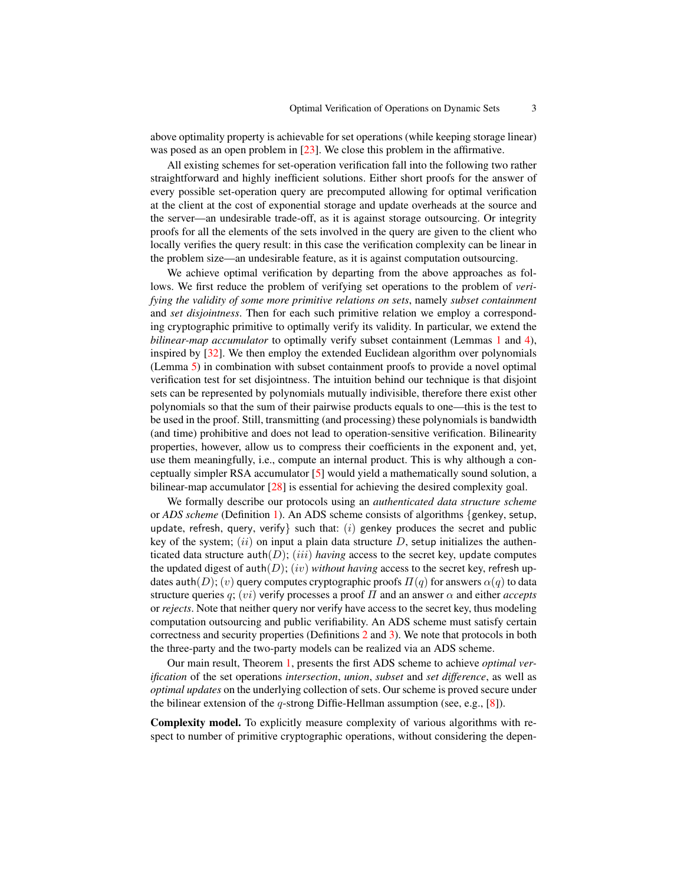above optimality property is achievable for set operations (while keeping storage linear) was posed as an open problem in [23]. We close this problem in the affirmative.

All existing schemes for set-operation verification fall into the following two rather straightforward and highly inefficient solutions. Either short proofs for the answer of every possible set-operation query are precomputed allowing for optimal verification at the client at the cost of exponential storage and update overheads at the source and the server—an undesirable trade-off, as it is against storage outsourcing. Or integrity proofs for all the elements of the sets involved in the query are given to the client who locally verifies the query result: in this case the verification complexity can be linear in the problem size—an undesirable feature, as it is against computation outsourcing.

We achieve optimal verification by departing from the above approaches as follows. We first reduce the problem of verifying set operations to the problem of *verifying the validity of some more primitive relations on sets*, namely *subset containment* and *set disjointness*. Then for each such primitive relation we employ a corresponding cryptographic primitive to optimally verify its validity. In particular, we extend the *bilinear-map accumulator* to optimally verify subset containment (Lemmas 1 and 4), inspired by [32]. We then employ the extended Euclidean algorithm over polynomials (Lemma 5) in combination with subset containment proofs to provide a novel optimal verification test for set disjointness. The intuition behind our technique is that disjoint sets can be represented by polynomials mutually indivisible, therefore there exist other polynomials so that the sum of their pairwise products equals to one—this is the test to be used in the proof. Still, transmitting (and processing) these polynomials is bandwidth (and time) prohibitive and does not lead to operation-sensitive verification. Bilinearity properties, however, allow us to compress their coefficients in the exponent and, yet, use them meaningfully, i.e., compute an internal product. This is why although a conceptually simpler RSA accumulator [5] would yield a mathematically sound solution, a bilinear-map accumulator [28] is essential for achieving the desired complexity goal.

We formally describe our protocols using an *authenticated data structure scheme* or *ADS scheme* (Definition 1). An ADS scheme consists of algorithms {genkey, setup, update, refresh, query, verify} such that: $(i)$ genkey produces the secret and public key of the system; $(ii)$ on input a plain data structure $D$, setup initializes the authenticated data structure $\mathsf{auth}(D)$; $(iii)$ *having* access to the secret key, update computes the updated digest of $\mathsf{auth}(D)$; $(iv)$ *without having* access to the secret key, refresh updates $\mathsf{auth}(D)$; $(v)$ query computes cryptographic proofs $\Pi(q)$ for answers $\alpha(q)$ to data structure queries $q$; $(vi)$ verify processes a proof $\Pi$ and an answer $\alpha$ and either *accepts* or *rejects*. Note that neither query nor verify have access to the secret key, thus modeling computation outsourcing and public verifiability. An ADS scheme must satisfy certain correctness and security properties (Definitions 2 and 3). We note that protocols in both the three-party and the two-party models can be realized via an ADS scheme.

Our main result, Theorem 1, presents the first ADS scheme to achieve *optimal verification* of the set operations *intersection*, *union*, *subset* and *set difference*, as well as *optimal updates* on the underlying collection of sets. Our scheme is proved secure under the bilinear extension of the $q$-strong Diffie-Hellman assumption (see, e.g., [8]).

**Complexity model.** To explicitly measure complexity of various algorithms with respect to number of primitive cryptographic operations, without considering the depen-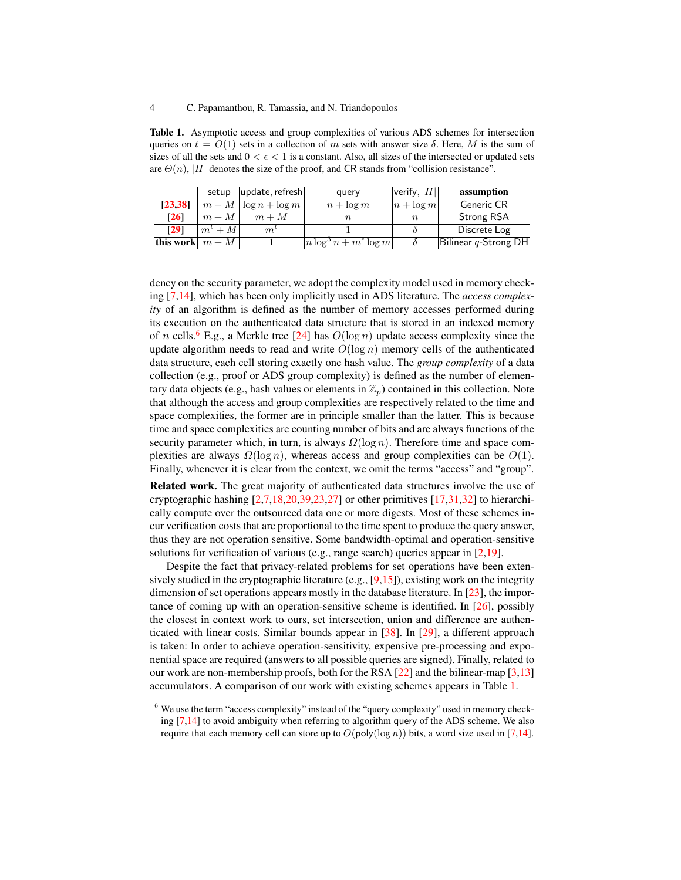**Table 1.** Asymptotic access and group complexities of various ADS schemes for intersection queries on $t = O(1)$ sets in a collection of $m$ sets with answer size $\delta$. Here, $M$ is the sum of sizes of all the sets and $0 < \epsilon < 1$ is a constant. Also, all sizes of the intersected or updated sets are $\Theta(n)$, $|\Pi|$ denotes the size of the proof, and CR stands from "collision resistance".

| | setup | update, refresh | query | verify, $\|\Pi\|$ | **assumption** |
|---|---|---|---|---|---|
| **[23,38]** | $m + M$ | $\log n + \log m$ | $n + \log m$ | $n + \log m$ | Generic CR |
| **[26]** | $m + M$ | $m + M$ | $n$ | $n$ | Strong RSA |
| **[29]** | $m^t + M$ | $m^t$ | $1$ | $\delta$ | Discrete Log |
| **this work** | $m + M$ | $1$ | $n \log^3 n + m^\epsilon \log m$ | $\delta$ | Bilinear $q$-Strong DH |

dency on the security parameter, we adopt the complexity model used in memory checking [7,14], which has been only implicitly used in ADS literature. The *access complexity* of an algorithm is defined as the number of memory accesses performed during its execution on the authenticated data structure that is stored in an indexed memory of $n$ cells.[6] E.g., a Merkle tree [24] has $O(\log n)$ update access complexity since the update algorithm needs to read and write $O(\log n)$ memory cells of the authenticated data structure, each cell storing exactly one hash value. The *group complexity* of a data collection (e.g., proof or ADS group complexity) is defined as the number of elementary data objects (e.g., hash values or elements in $\mathbb{Z}_p$) contained in this collection. Note that although the access and group complexities are respectively related to the time and space complexities, the former are in principle smaller than the latter. This is because time and space complexities are counting number of bits and are always functions of the security parameter which, in turn, is always $\Omega(\log n)$. Therefore time and space complexities are always $\Omega(\log n)$, whereas access and group complexities can be $O(1)$. Finally, whenever it is clear from the context, we omit the terms "access" and "group".

**Related work.** The great majority of authenticated data structures involve the use of cryptographic hashing [2,7,18,20,39,23,27] or other primitives [17,31,32] to hierarchically compute over the outsourced data one or more digests. Most of these schemes incur verification costs that are proportional to the time spent to produce the query answer, thus they are not operation sensitive. Some bandwidth-optimal and operation-sensitive solutions for verification of various (e.g., range search) queries appear in [2,19].

Despite the fact that privacy-related problems for set operations have been extensively studied in the cryptographic literature (e.g., [9,15]), existing work on the integrity dimension of set operations appears mostly in the database literature. In [23], the importance of coming up with an operation-sensitive scheme is identified. In [26], possibly the closest in context work to ours, set intersection, union and difference are authenticated with linear costs. Similar bounds appear in [38]. In [29], a different approach is taken: In order to achieve operation-sensitivity, expensive pre-processing and exponential space are required (answers to all possible queries are signed). Finally, related to our work are non-membership proofs, both for the RSA [22] and the bilinear-map [3,13] accumulators. A comparison of our work with existing schemes appears in Table 1.

[6] We use the term "access complexity" instead of the "query complexity" used in memory checking [7,14] to avoid ambiguity when referring to algorithm query of the ADS scheme. We also require that each memory cell can store up to $O(\mathsf{poly}(\log n))$ bits, a word size used in [7,14].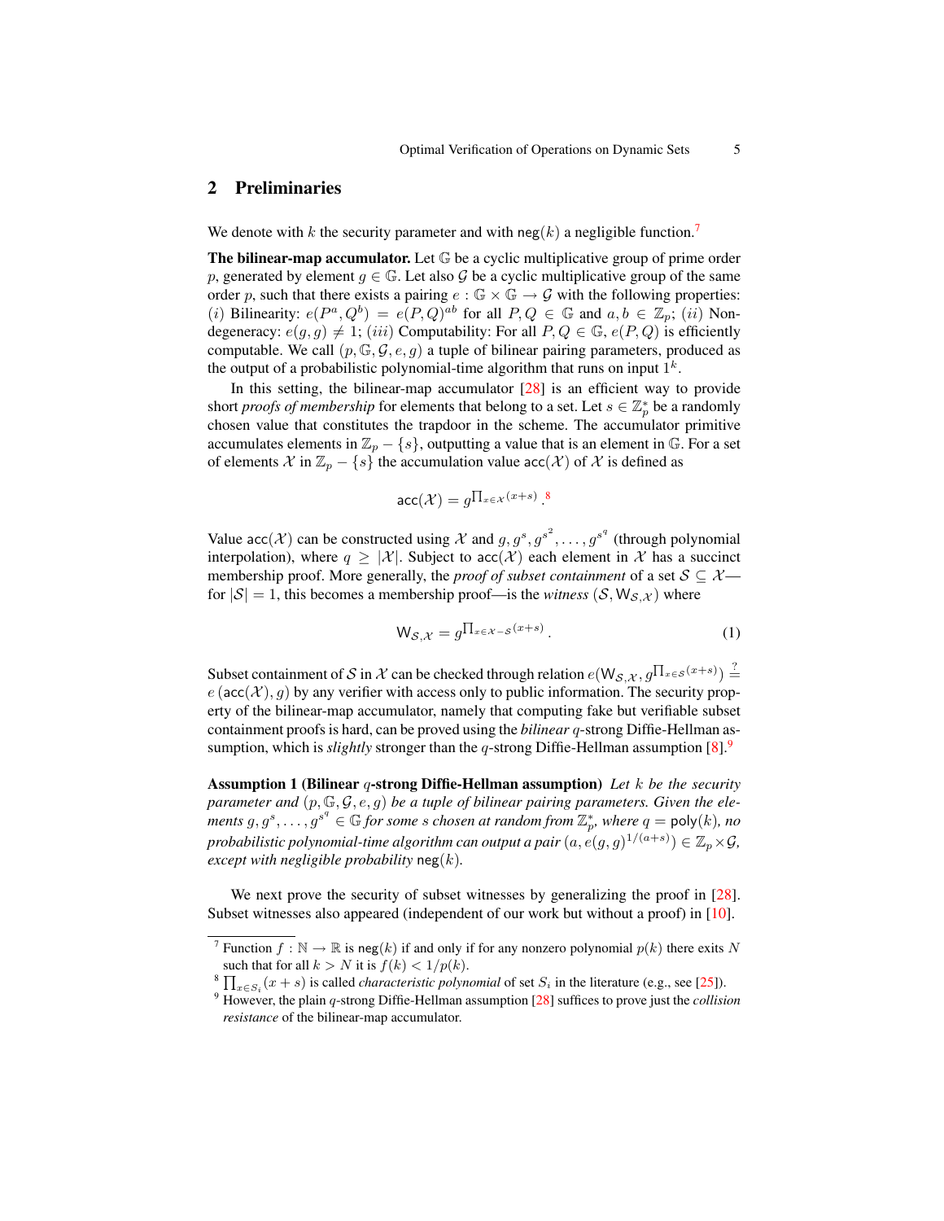## 2 Preliminaries

We denote with $k$ the security parameter and with $\mathsf{neg}(k)$ a negligible function.[7]

**The bilinear-map accumulator.** Let $\mathbb{G}$ be a cyclic multiplicative group of prime order $p$, generated by element $g \in \mathbb{G}$. Let also $\mathcal{G}$ be a cyclic multiplicative group of the same order $p$, such that there exists a pairing $e : \mathbb{G} \times \mathbb{G} \rightarrow \mathcal{G}$ with the following properties: $(i)$ Bilinearity: $e(P^a, Q^b) = e(P, Q)^{ab}$ for all $P, Q \in \mathbb{G}$ and $a, b \in \mathbb{Z}_p$; $(ii)$ Non-degeneracy: $e(g, g) \neq 1$; $(iii)$ Computability: For all $P, Q \in \mathbb{G}$, $e(P, Q)$ is efficiently computable. We call $(p, \mathbb{G}, \mathcal{G}, e, g)$ a tuple of bilinear pairing parameters, produced as the output of a probabilistic polynomial-time algorithm that runs on input $1^k$.

In this setting, the bilinear-map accumulator [28] is an efficient way to provide short *proofs of membership* for elements that belong to a set. Let $s \in \mathbb{Z}_p^*$ be a randomly chosen value that constitutes the trapdoor in the scheme. The accumulator primitive accumulates elements in $\mathbb{Z}_p - \{s\}$, outputting a value that is an element in $\mathbb{G}$. For a set of elements $\mathcal{X}$ in $\mathbb{Z}_p - \{s\}$ the accumulation value $\mathsf{acc}(\mathcal{X})$ of $\mathcal{X}$ is defined as

$$\mathsf{acc}(\mathcal{X}) = g^{\prod_{x \in \mathcal{X}}(x+s)} .$$ [8]

Value $\mathsf{acc}(\mathcal{X})$ can be constructed using $\mathcal{X}$ and $g, g^s, g^{s^2}, \ldots, g^{s^q}$ (through polynomial interpolation), where $q \geq |\mathcal{X}|$. Subject to $\mathsf{acc}(\mathcal{X})$ each element in $\mathcal{X}$ has a succinct membership proof. More generally, the *proof of subset containment* of a set $\mathcal{S} \subseteq \mathcal{X}$—for $|\mathcal{S}| = 1$, this becomes a membership proof—is the *witness* $(\mathcal{S}, \mathsf{W}_{\mathcal{S},\mathcal{X}})$ where

$$\mathsf{W}_{\mathcal{S},\mathcal{X}} = g^{\prod_{x \in \mathcal{X}-\mathcal{S}}(x+s)} . \tag{1}$$

Subset containment of $\mathcal{S}$ in $\mathcal{X}$ can be checked through relation $e(\mathsf{W}_{\mathcal{S},\mathcal{X}}, g^{\prod_{x \in \mathcal{S}}(x+s)}) \stackrel{?}{=} e(\mathsf{acc}(\mathcal{X}), g)$ by any verifier with access only to public information. The security property of the bilinear-map accumulator, namely that computing fake but verifiable subset containment proofs is hard, can be proved using the *bilinear* $q$-strong Diffie-Hellman assumption, which is *slightly* stronger than the $q$-strong Diffie-Hellman assumption [8].[9]

**Assumption 1 (Bilinear $q$-strong Diffie-Hellman assumption)** *Let $k$ be the security parameter and $(p, \mathbb{G}, \mathcal{G}, e, g)$ be a tuple of bilinear pairing parameters. Given the elements $g, g^s, \ldots, g^{s^q} \in \mathbb{G}$ for some $s$ chosen at random from $\mathbb{Z}_p^*$, where $q = \mathsf{poly}(k)$, no probabilistic polynomial-time algorithm can output a pair $(a, e(g, g)^{1/(a+s)}) \in \mathbb{Z}_p \times \mathcal{G}$, except with negligible probability $\mathsf{neg}(k)$.*

We next prove the security of subset witnesses by generalizing the proof in [28]. Subset witnesses also appeared (independent of our work but without a proof) in [10].

---

[7] Function $f : \mathbb{N} \rightarrow \mathbb{R}$ is $\mathsf{neg}(k)$ if and only if for any nonzero polynomial $p(k)$ there exits $N$ such that for all $k > N$ it is $f(k) < 1/p(k)$.

[8] $\prod_{x \in S_i}(x + s)$ is called *characteristic polynomial* of set $S_i$ in the literature (e.g., see [25]).

[9] However, the plain $q$-strong Diffie-Hellman assumption [28] suffices to prove just the *collision resistance* of the bilinear-map accumulator.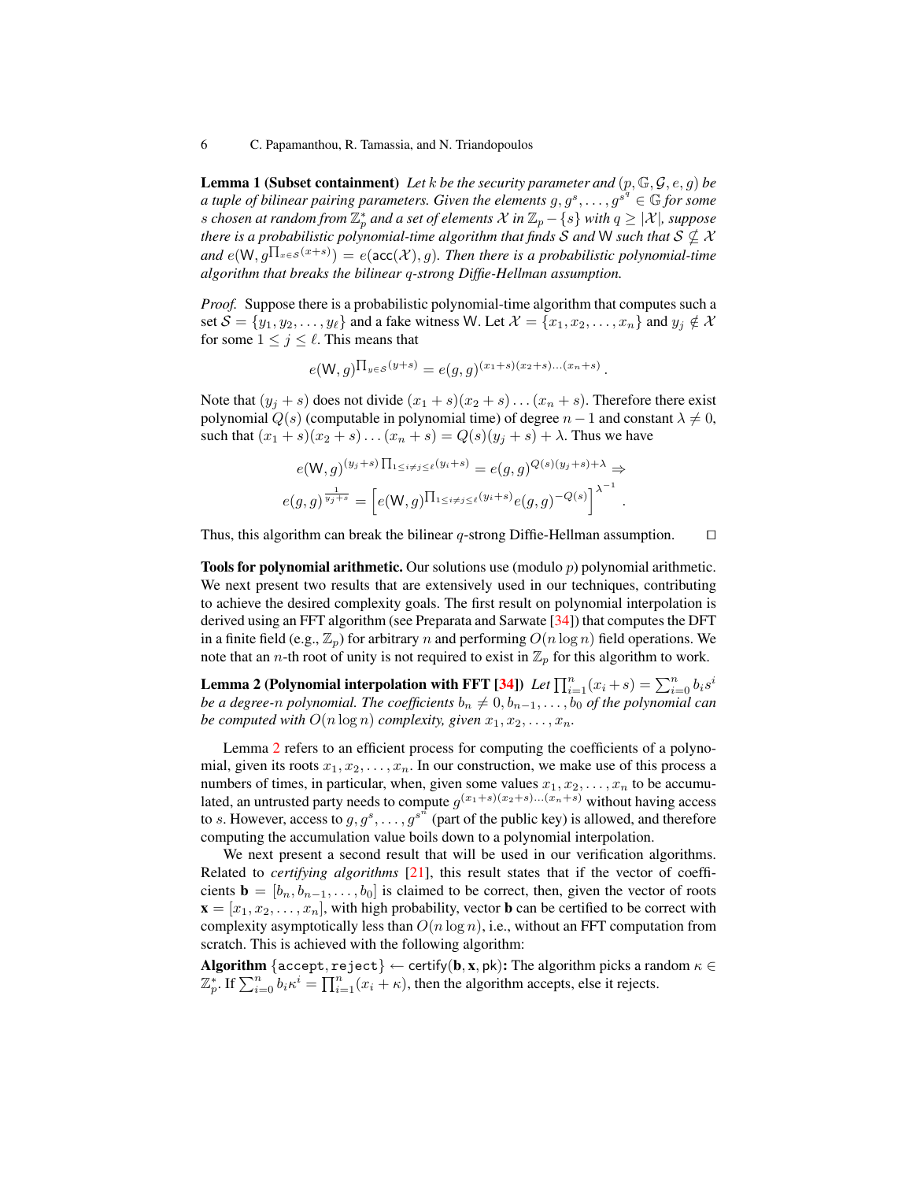**Lemma 1 (Subset containment)** *Let $k$ be the security parameter and $(p, \mathbb{G}, \mathcal{G}, e, g)$ be a tuple of bilinear pairing parameters. Given the elements $g, g^s, \ldots, g^{s^q} \in \mathbb{G}$ for some $s$ chosen at random from $\mathbb{Z}_p^*$ and a set of elements $\mathcal{X}$ in $\mathbb{Z}_p - \{s\}$ with $q \geq |\mathcal{X}|$, suppose there is a probabilistic polynomial-time algorithm that finds $\mathcal{S}$ and $\mathsf{W}$ such that $\mathcal{S} \nsubseteq \mathcal{X}$ and $e(\mathsf{W}, g^{\prod_{x \in \mathcal{S}}(x+s)}) = e(\mathsf{acc}(\mathcal{X}), g)$. Then there is a probabilistic polynomial-time algorithm that breaks the bilinear $q$-strong Diffie-Hellman assumption.*

*Proof.* Suppose there is a probabilistic polynomial-time algorithm that computes such a set $\mathcal{S} = \{y_1, y_2, \ldots, y_\ell\}$ and a fake witness $\mathsf{W}$. Let $\mathcal{X} = \{x_1, x_2, \ldots, x_n\}$ and $y_j \notin \mathcal{X}$ for some $1 \leq j \leq \ell$. This means that

$$e(\mathsf{W}, g)^{\prod_{y \in \mathcal{S}}(y+s)} = e(g, g)^{(x_1+s)(x_2+s)\ldots(x_n+s)}.$$

Note that $(y_j + s)$ does not divide $(x_1 + s)(x_2 + s)\ldots(x_n + s)$. Therefore there exist polynomial $Q(s)$ (computable in polynomial time) of degree $n-1$ and constant $\lambda \neq 0$, such that $(x_1 + s)(x_2 + s)\ldots(x_n + s) = Q(s)(y_j + s) + \lambda$. Thus we have

$$e(\mathsf{W}, g)^{(y_j+s)\prod_{1 \leq i \neq j \leq \ell}(y_i+s)} = e(g, g)^{Q(s)(y_j+s)+\lambda} \Rightarrow$$

$$e(g, g)^{\frac{1}{y_j+s}} = \left[e(\mathsf{W}, g)^{\prod_{1 \leq i \neq j \leq \ell}(y_i+s)} e(g, g)^{-Q(s)}\right]^{\lambda^{-1}}.$$

Thus, this algorithm can break the bilinear $q$-strong Diffie-Hellman assumption. □

**Tools for polynomial arithmetic.** Our solutions use (modulo $p$) polynomial arithmetic. We next present two results that are extensively used in our techniques, contributing to achieve the desired complexity goals. The first result on polynomial interpolation is derived using an FFT algorithm (see Preparata and Sarwate [34]) that computes the DFT in a finite field (e.g., $\mathbb{Z}_p$) for arbitrary $n$ and performing $O(n \log n)$ field operations. We note that an $n$-th root of unity is not required to exist in $\mathbb{Z}_p$ for this algorithm to work.

**Lemma 2 (Polynomial interpolation with FFT [34])** *Let $\prod_{i=1}^{n}(x_i + s) = \sum_{i=0}^{n} b_i s^i$ be a degree-$n$ polynomial. The coefficients $b_n \neq 0, b_{n-1}, \ldots, b_0$ of the polynomial can be computed with $O(n \log n)$ complexity, given $x_1, x_2, \ldots, x_n$.*

Lemma 2 refers to an efficient process for computing the coefficients of a polynomial, given its roots $x_1, x_2, \ldots, x_n$. In our construction, we make use of this process a numbers of times, in particular, when, given some values $x_1, x_2, \ldots, x_n$ to be accumulated, an untrusted party needs to compute $g^{(x_1+s)(x_2+s)\ldots(x_n+s)}$ without having access to $s$. However, access to $g, g^s, \ldots, g^{s^n}$ (part of the public key) is allowed, and therefore computing the accumulation value boils down to a polynomial interpolation.

We next present a second result that will be used in our verification algorithms. Related to *certifying algorithms* [21], this result states that if the vector of coefficients $\mathbf{b} = [b_n, b_{n-1}, \ldots, b_0]$ is claimed to be correct, then, given the vector of roots $\mathbf{x} = [x_1, x_2, \ldots, x_n]$, with high probability, vector $\mathbf{b}$ can be certified to be correct with complexity asymptotically less than $O(n \log n)$, i.e., without an FFT computation from scratch. This is achieved with the following algorithm:

**Algorithm** $\{\texttt{accept}, \texttt{reject}\} \leftarrow \mathsf{certify}(\mathbf{b}, \mathbf{x}, \mathsf{pk})$**:** The algorithm picks a random $\kappa \in \mathbb{Z}_p^*$. If $\sum_{i=0}^{n} b_i \kappa^i = \prod_{i=1}^{n}(x_i + \kappa)$, then the algorithm accepts, else it rejects.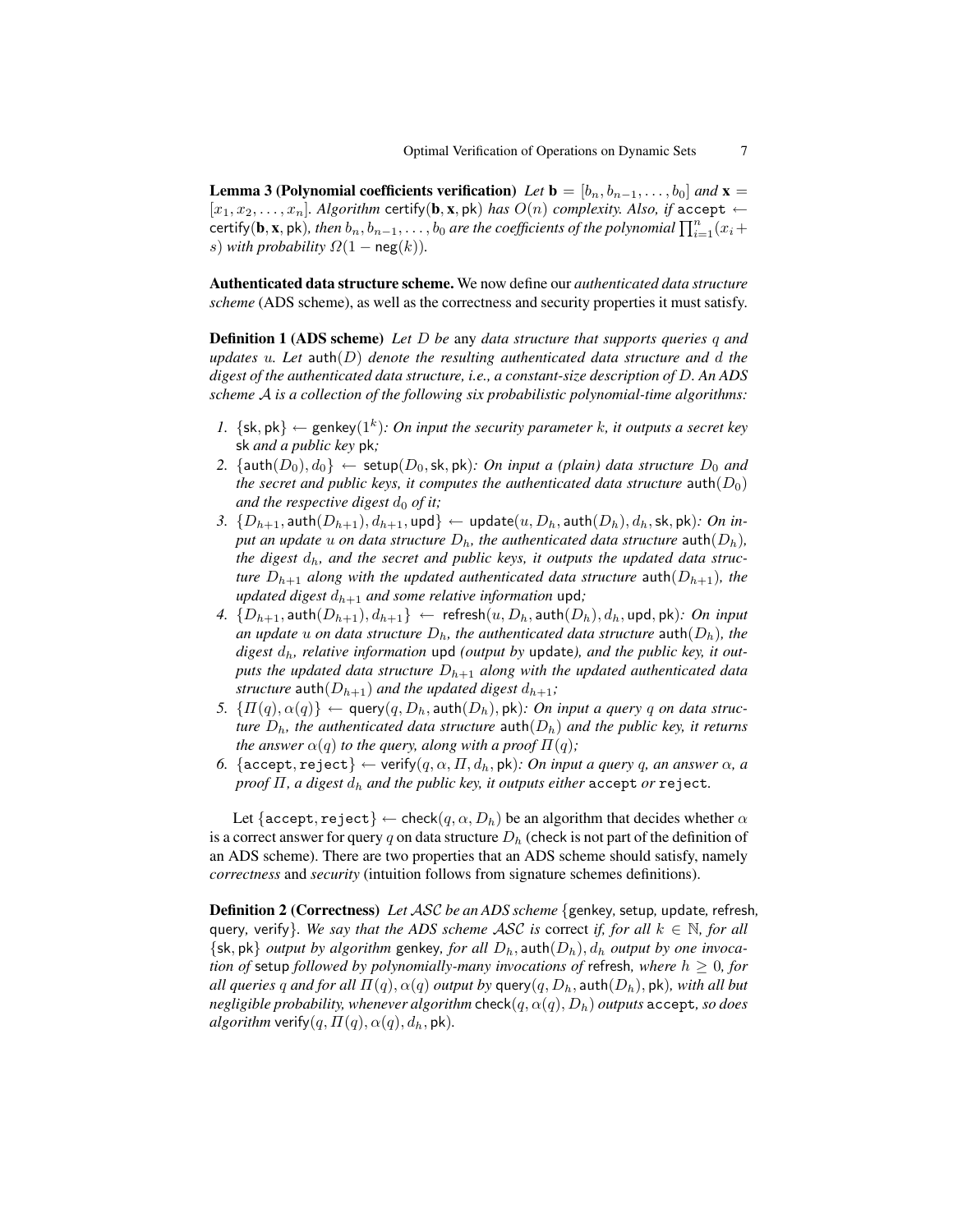**Lemma 3 (Polynomial coefficients verification)** *Let* $\mathbf{b} = [b_n, b_{n-1}, \ldots, b_0]$ *and* $\mathbf{x} = [x_1, x_2, \ldots, x_n]$*. Algorithm* $\mathsf{certify}(\mathbf{b}, \mathbf{x}, \mathsf{pk})$ *has* $O(n)$ *complexity. Also, if* $\mathtt{accept} \leftarrow \mathsf{certify}(\mathbf{b}, \mathbf{x}, \mathsf{pk})$*, then* $b_n, b_{n-1}, \ldots, b_0$ *are the coefficients of the polynomial* $\prod_{i=1}^{n}(x_i + s)$ *with probability* $\Omega(1 - \mathsf{neg}(k))$*.*

**Authenticated data structure scheme.** We now define our *authenticated data structure scheme* (ADS scheme), as well as the correctness and security properties it must satisfy.

**Definition 1 (ADS scheme)** *Let* $D$ *be* any *data structure that supports queries* $q$ *and updates* $u$*. Let* $\mathsf{auth}(D)$ *denote the resulting authenticated data structure and* $d$ *the digest of the authenticated data structure, i.e., a constant-size description of* $D$*. An ADS scheme* $\mathcal{A}$ *is a collection of the following six probabilistic polynomial-time algorithms:*

1. $\{\mathsf{sk}, \mathsf{pk}\} \leftarrow \mathsf{genkey}(1^k)$*: On input the security parameter* $k$*, it outputs a secret key* $\mathsf{sk}$ *and a public key* $\mathsf{pk}$*;*
2. $\{\mathsf{auth}(D_0), d_0\} \leftarrow \mathsf{setup}(D_0, \mathsf{sk}, \mathsf{pk})$*: On input a (plain) data structure* $D_0$ *and the secret and public keys, it computes the authenticated data structure* $\mathsf{auth}(D_0)$ *and the respective digest* $d_0$ *of it;*
3. $\{D_{h+1}, \mathsf{auth}(D_{h+1}), d_{h+1}, \mathsf{upd}\} \leftarrow \mathsf{update}(u, D_h, \mathsf{auth}(D_h), d_h, \mathsf{sk}, \mathsf{pk})$*: On input an update* $u$ *on data structure* $D_h$*, the authenticated data structure* $\mathsf{auth}(D_h)$*, the digest* $d_h$*, and the secret and public keys, it outputs the updated data structure* $D_{h+1}$ *along with the updated authenticated data structure* $\mathsf{auth}(D_{h+1})$*, the updated digest* $d_{h+1}$ *and some relative information* $\mathsf{upd}$*;*
4. $\{D_{h+1}, \mathsf{auth}(D_{h+1}), d_{h+1}\} \leftarrow \mathsf{refresh}(u, D_h, \mathsf{auth}(D_h), d_h, \mathsf{upd}, \mathsf{pk})$*: On input an update* $u$ *on data structure* $D_h$*, the authenticated data structure* $\mathsf{auth}(D_h)$*, the digest* $d_h$*, relative information* $\mathsf{upd}$ *(output by* $\mathsf{update}$*), and the public key, it outputs the updated data structure* $D_{h+1}$ *along with the updated authenticated data structure* $\mathsf{auth}(D_{h+1})$ *and the updated digest* $d_{h+1}$*;*
5. $\{\Pi(q), \alpha(q)\} \leftarrow \mathsf{query}(q, D_h, \mathsf{auth}(D_h), \mathsf{pk})$*: On input a query* $q$ *on data structure* $D_h$*, the authenticated data structure* $\mathsf{auth}(D_h)$ *and the public key, it returns the answer* $\alpha(q)$ *to the query, along with a proof* $\Pi(q)$*;*
6. $\{\mathtt{accept}, \mathtt{reject}\} \leftarrow \mathsf{verify}(q, \alpha, \Pi, d_h, \mathsf{pk})$*: On input a query* $q$*, an answer* $\alpha$*, a proof* $\Pi$*, a digest* $d_h$ *and the public key, it outputs either* $\mathtt{accept}$ *or* $\mathtt{reject}$*.*

Let $\{\mathtt{accept}, \mathtt{reject}\} \leftarrow \mathsf{check}(q, \alpha, D_h)$ be an algorithm that decides whether $\alpha$ is a correct answer for query $q$ on data structure $D_h$ (check is not part of the definition of an ADS scheme). There are two properties that an ADS scheme should satisfy, namely *correctness* and *security* (intuition follows from signature schemes definitions).

**Definition 2 (Correctness)** *Let* $\mathcal{ASC}$ *be an ADS scheme* $\{\mathsf{genkey}, \mathsf{setup}, \mathsf{update}, \mathsf{refresh}, \mathsf{query}, \mathsf{verify}\}$*. We say that the ADS scheme* $\mathcal{ASC}$ *is* correct *if, for all* $k \in \mathbb{N}$*, for all* $\{\mathsf{sk}, \mathsf{pk}\}$ *output by algorithm* $\mathsf{genkey}$*, for all* $D_h, \mathsf{auth}(D_h), d_h$ *output by one invocation of* $\mathsf{setup}$ *followed by polynomially-many invocations of* $\mathsf{refresh}$*, where* $h \geq 0$*, for all queries* $q$ *and for all* $\Pi(q), \alpha(q)$ *output by* $\mathsf{query}(q, D_h, \mathsf{auth}(D_h), \mathsf{pk})$*, with all but negligible probability, whenever algorithm* $\mathsf{check}(q, \alpha(q), D_h)$ *outputs* $\mathtt{accept}$*, so does algorithm* $\mathsf{verify}(q, \Pi(q), \alpha(q), d_h, \mathsf{pk})$*.*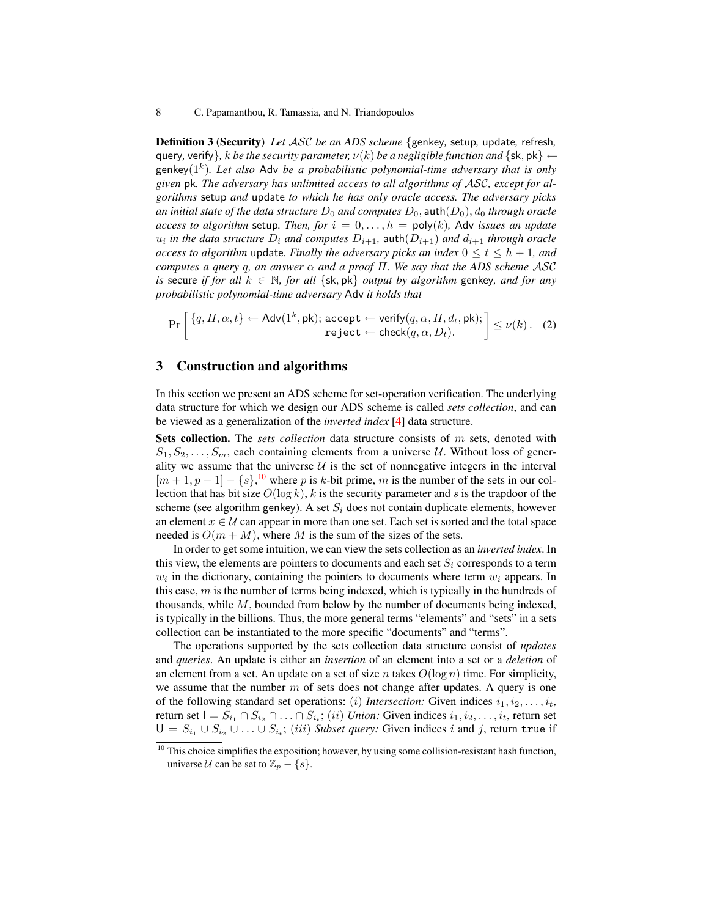**Definition 3 (Security)** *Let $\mathcal{ASC}$ be an ADS scheme* $\{\mathsf{genkey}, \mathsf{setup}, \mathsf{update}, \mathsf{refresh}, \mathsf{query}, \mathsf{verify}\}$*, $k$ be the security parameter, $\nu(k)$ be a negligible function and* $\{\mathsf{sk}, \mathsf{pk}\} \leftarrow \mathsf{genkey}(1^k)$*. Let also* $\mathsf{Adv}$ *be a probabilistic polynomial-time adversary that is only given* $\mathsf{pk}$*. The adversary has unlimited access to all algorithms of $\mathcal{ASC}$, except for algorithms* $\mathsf{setup}$ *and* $\mathsf{update}$ *to which he has only oracle access. The adversary picks an initial state of the data structure $D_0$ and computes $D_0$, $\mathsf{auth}(D_0)$, $d_0$ through oracle access to algorithm* $\mathsf{setup}$*. Then, for $i = 0, \ldots, h = \mathsf{poly}(k)$,* $\mathsf{Adv}$ *issues an update $u_i$ in the data structure $D_i$ and computes $D_{i+1}$, $\mathsf{auth}(D_{i+1})$ and $d_{i+1}$ through oracle access to algorithm* $\mathsf{update}$*. Finally the adversary picks an index $0 \leq t \leq h+1$, and computes a query $q$, an answer $\alpha$ and a proof $\Pi$. We say that the ADS scheme $\mathcal{ASC}$ is* secure *if for all $k \in \mathbb{N}$, for all* $\{\mathsf{sk}, \mathsf{pk}\}$ *output by algorithm* $\mathsf{genkey}$*, and for any probabilistic polynomial-time adversary* $\mathsf{Adv}$ *it holds that*

$$\Pr\left[\begin{array}{r}\{q, \Pi, \alpha, t\} \leftarrow \mathsf{Adv}(1^k, \mathsf{pk});\ \mathtt{accept} \leftarrow \mathsf{verify}(q, \alpha, \Pi, d_t, \mathsf{pk});\\ \mathtt{reject} \leftarrow \mathsf{check}(q, \alpha, D_t).\end{array}\right] \leq \nu(k)\,. \quad (2)$$

## 3 Construction and algorithms

In this section we present an ADS scheme for set-operation verification. The underlying data structure for which we design our ADS scheme is called *sets collection*, and can be viewed as a generalization of the *inverted index* [4] data structure.

**Sets collection.** The *sets collection* data structure consists of $m$ sets, denoted with $S_1, S_2, \ldots, S_m$, each containing elements from a universe $\mathcal{U}$. Without loss of generality we assume that the universe $\mathcal{U}$ is the set of nonnegative integers in the interval $[m+1, p-1] - \{s\}$,[10] where $p$ is $k$-bit prime, $m$ is the number of the sets in our collection that has bit size $O(\log k)$, $k$ is the security parameter and $s$ is the trapdoor of the scheme (see algorithm genkey). A set $S_i$ does not contain duplicate elements, however an element $x \in \mathcal{U}$ can appear in more than one set. Each set is sorted and the total space needed is $O(m + M)$, where $M$ is the sum of the sizes of the sets.

In order to get some intuition, we can view the sets collection as an *inverted index*. In this view, the elements are pointers to documents and each set $S_i$ corresponds to a term $w_i$ in the dictionary, containing the pointers to documents where term $w_i$ appears. In this case, $m$ is the number of terms being indexed, which is typically in the hundreds of thousands, while $M$, bounded from below by the number of documents being indexed, is typically in the billions. Thus, the more general terms "elements" and "sets" in a sets collection can be instantiated to the more specific "documents" and "terms".

The operations supported by the sets collection data structure consist of *updates* and *queries*. An update is either an *insertion* of an element into a set or a *deletion* of an element from a set. An update on a set of size $n$ takes $O(\log n)$ time. For simplicity, we assume that the number $m$ of sets does not change after updates. A query is one of the following standard set operations: $(i)$ *Intersection:* Given indices $i_1, i_2, \ldots, i_t$, return set $\mathsf{I} = S_{i_1} \cap S_{i_2} \cap \ldots \cap S_{i_t}$; $(ii)$ *Union:* Given indices $i_1, i_2, \ldots, i_t$, return set $\mathsf{U} = S_{i_1} \cup S_{i_2} \cup \ldots \cup S_{i_t}$; $(iii)$ *Subset query:* Given indices $i$ and $j$, return `true` if

[10] This choice simplifies the exposition; however, by using some collision-resistant hash function, universe $\mathcal{U}$ can be set to $\mathbb{Z}_p - \{s\}$.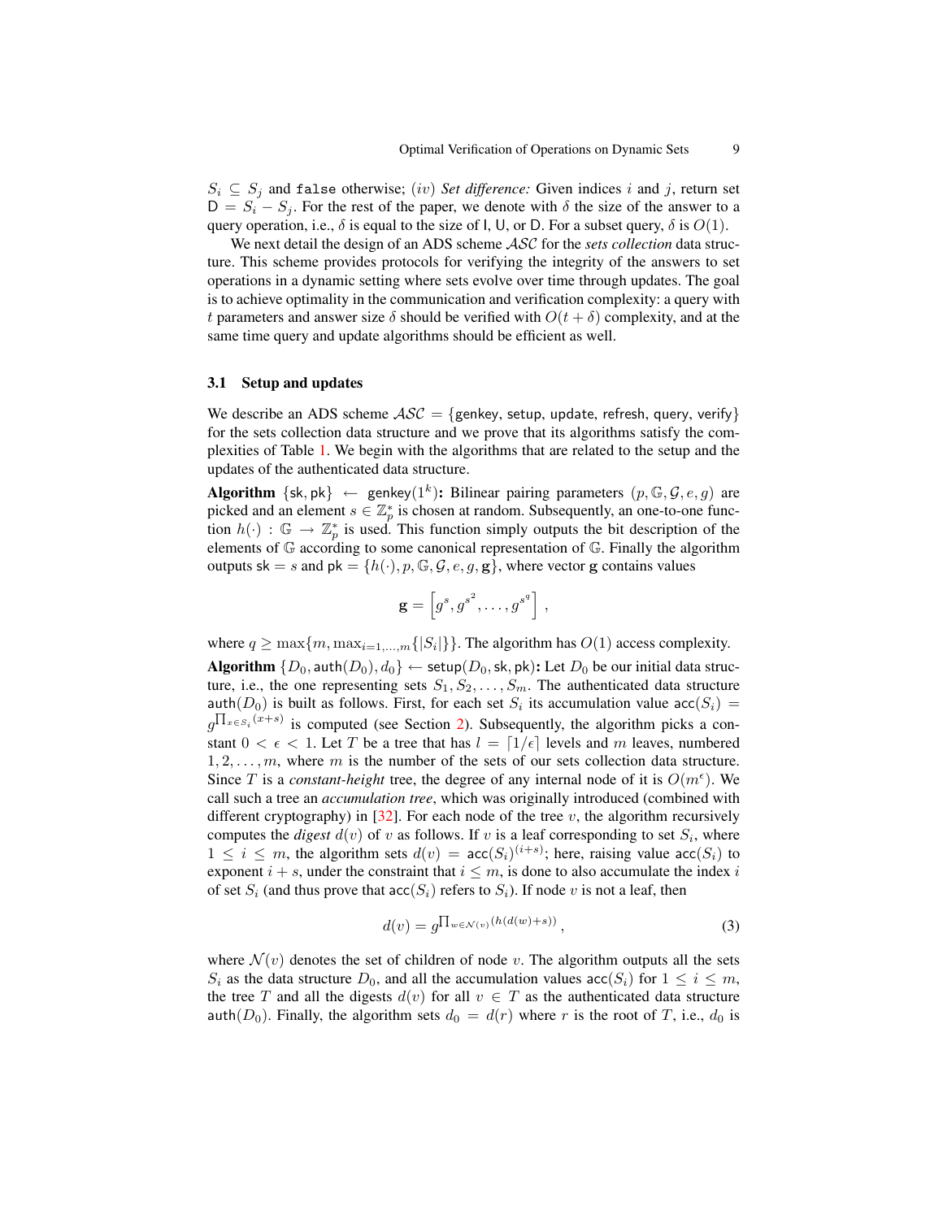$S_i \subseteq S_j$ and `false` otherwise; $(iv)$ *Set difference:* Given indices $i$ and $j$, return set $\mathsf{D} = S_i - S_j$. For the rest of the paper, we denote with $\delta$ the size of the answer to a query operation, i.e., $\delta$ is equal to the size of $\mathsf{I}$, $\mathsf{U}$, or $\mathsf{D}$. For a subset query, $\delta$ is $O(1)$.

We next detail the design of an ADS scheme $\mathcal{ASC}$ for the *sets collection* data structure. This scheme provides protocols for verifying the integrity of the answers to set operations in a dynamic setting where sets evolve over time through updates. The goal is to achieve optimality in the communication and verification complexity: a query with $t$ parameters and answer size $\delta$ should be verified with $O(t + \delta)$ complexity, and at the same time query and update algorithms should be efficient as well.

### 3.1 Setup and updates

We describe an ADS scheme $\mathcal{ASC} = \{\mathsf{genkey}, \mathsf{setup}, \mathsf{update}, \mathsf{refresh}, \mathsf{query}, \mathsf{verify}\}$ for the sets collection data structure and we prove that its algorithms satisfy the complexities of Table 1. We begin with the algorithms that are related to the setup and the updates of the authenticated data structure.

**Algorithm** $\{\mathsf{sk}, \mathsf{pk}\} \leftarrow \mathsf{genkey}(1^k)$**:** Bilinear pairing parameters $(p, \mathbb{G}, \mathcal{G}, e, g)$ are picked and an element $s \in \mathbb{Z}_p^*$ is chosen at random. Subsequently, an one-to-one function $h(\cdot) : \mathbb{G} \rightarrow \mathbb{Z}_p^*$ is used. This function simply outputs the bit description of the elements of $\mathbb{G}$ according to some canonical representation of $\mathbb{G}$. Finally the algorithm outputs $\mathsf{sk} = s$ and $\mathsf{pk} = \{h(\cdot), p, \mathbb{G}, \mathcal{G}, e, g, \mathbf{g}\}$, where vector $\mathbf{g}$ contains values

$$\mathbf{g} = \left[ g^{s}, g^{s^2}, \ldots, g^{s^q} \right] ,$$

where $q \geq \max\{m, \max_{i=1,\ldots,m}\{|S_i|\}\}$. The algorithm has $O(1)$ access complexity.

**Algorithm** $\{D_0, \mathsf{auth}(D_0), d_0\} \leftarrow \mathsf{setup}(D_0, \mathsf{sk}, \mathsf{pk})$**:** Let $D_0$ be our initial data structure, i.e., the one representing sets $S_1, S_2, \ldots, S_m$. The authenticated data structure $\mathsf{auth}(D_0)$ is built as follows. First, for each set $S_i$ its accumulation value $\mathsf{acc}(S_i) = g^{\prod_{x \in S_i}(x+s)}$ is computed (see Section 2). Subsequently, the algorithm picks a constant $0 < \epsilon < 1$. Let $T$ be a tree that has $l = \lceil 1/\epsilon \rceil$ levels and $m$ leaves, numbered $1, 2, \ldots, m$, where $m$ is the number of the sets of our sets collection data structure. Since $T$ is a *constant-height* tree, the degree of any internal node of it is $O(m^\epsilon)$. We call such a tree an *accumulation tree*, which was originally introduced (combined with different cryptography) in [32]. For each node of the tree $v$, the algorithm recursively computes the *digest* $d(v)$ of $v$ as follows. If $v$ is a leaf corresponding to set $S_i$, where $1 \leq i \leq m$, the algorithm sets $d(v) = \mathsf{acc}(S_i)^{(i+s)}$; here, raising value $\mathsf{acc}(S_i)$ to exponent $i + s$, under the constraint that $i \leq m$, is done to also accumulate the index $i$ of set $S_i$ (and thus prove that $\mathsf{acc}(S_i)$ refers to $S_i$). If node $v$ is not a leaf, then

$$d(v) = g^{\prod_{w \in \mathcal{N}(v)}(h(d(w)+s))} , \tag{3}$$

where $\mathcal{N}(v)$ denotes the set of children of node $v$. The algorithm outputs all the sets $S_i$ as the data structure $D_0$, and all the accumulation values $\mathsf{acc}(S_i)$ for $1 \leq i \leq m$, the tree $T$ and all the digests $d(v)$ for all $v \in T$ as the authenticated data structure $\mathsf{auth}(D_0)$. Finally, the algorithm sets $d_0 = d(r)$ where $r$ is the root of $T$, i.e., $d_0$ is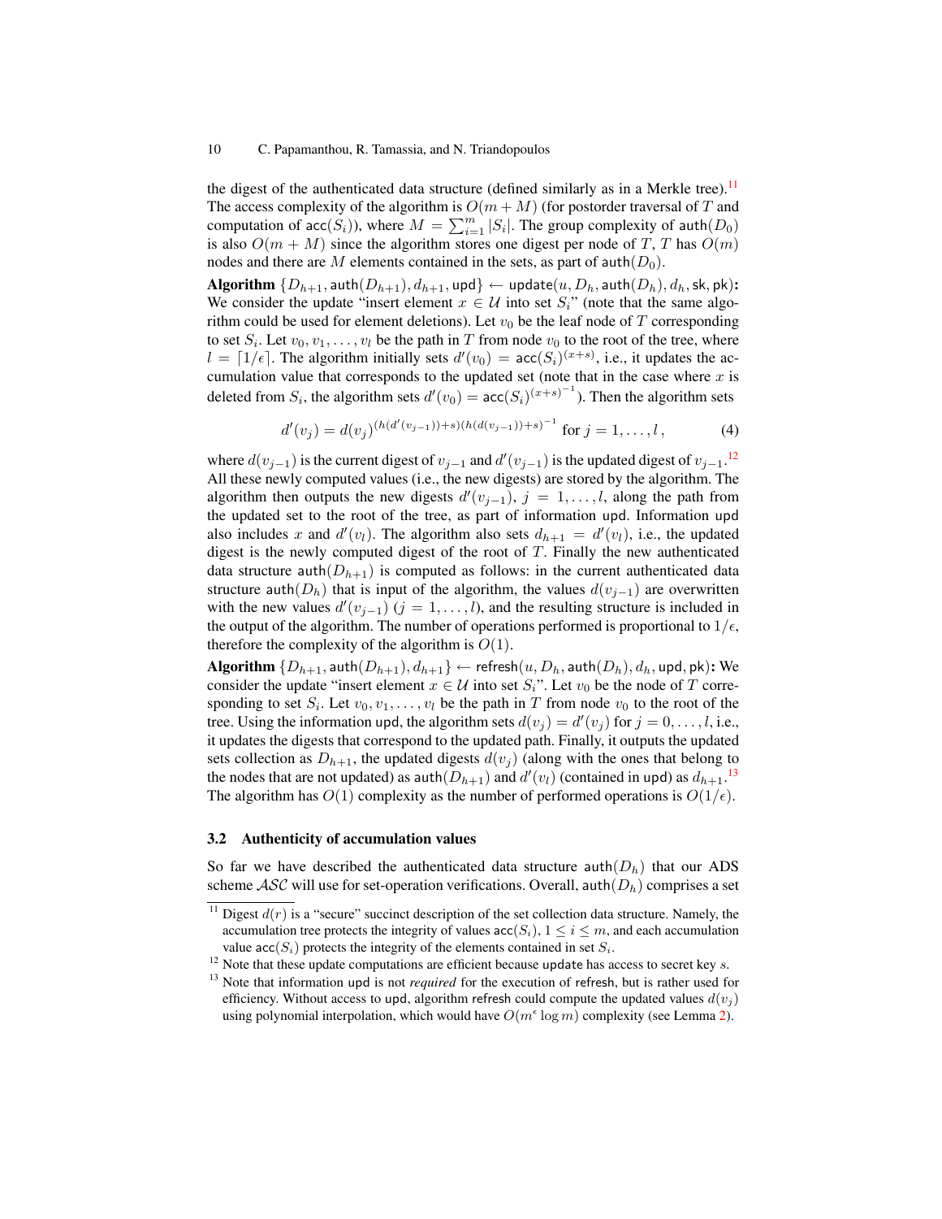the digest of the authenticated data structure (defined similarly as in a Merkle tree).[11] The access complexity of the algorithm is $O(m + M)$ (for postorder traversal of $T$ and computation of $\mathsf{acc}(S_i)$), where $M = \sum_{i=1}^{m} |S_i|$. The group complexity of $\mathsf{auth}(D_0)$ is also $O(m + M)$ since the algorithm stores one digest per node of $T$, $T$ has $O(m)$ nodes and there are $M$ elements contained in the sets, as part of $\mathsf{auth}(D_0)$.

**Algorithm** $\{D_{h+1}, \mathsf{auth}(D_{h+1}), d_{h+1}, \mathsf{upd}\} \leftarrow \mathsf{update}(u, D_h, \mathsf{auth}(D_h), d_h, \mathsf{sk}, \mathsf{pk})$**:** We consider the update "insert element $x \in \mathcal{U}$ into set $S_i$" (note that the same algorithm could be used for element deletions). Let $v_0$ be the leaf node of $T$ corresponding to set $S_i$. Let $v_0, v_1, \ldots, v_l$ be the path in $T$ from node $v_0$ to the root of the tree, where $l = \lceil 1/\epsilon \rceil$. The algorithm initially sets $d'(v_0) = \mathsf{acc}(S_i)^{(x+s)}$, i.e., it updates the accumulation value that corresponds to the updated set (note that in the case where $x$ is deleted from $S_i$, the algorithm sets $d'(v_0) = \mathsf{acc}(S_i)^{(x+s)^{-1}}$). Then the algorithm sets

$$d'(v_j) = d(v_j)^{(h(d'(v_{j-1}))+s)(h(d(v_{j-1}))+s)^{-1}} \text{ for } j = 1, \ldots, l, \tag{4}$$

where $d(v_{j-1})$ is the current digest of $v_{j-1}$ and $d'(v_{j-1})$ is the updated digest of $v_{j-1}$.[12] All these newly computed values (i.e., the new digests) are stored by the algorithm. The algorithm then outputs the new digests $d'(v_{j-1})$, $j = 1, \ldots, l$, along the path from the updated set to the root of the tree, as part of information $\mathsf{upd}$. Information $\mathsf{upd}$ also includes $x$ and $d'(v_l)$. The algorithm also sets $d_{h+1} = d'(v_l)$, i.e., the updated digest is the newly computed digest of the root of $T$. Finally the new authenticated data structure $\mathsf{auth}(D_{h+1})$ is computed as follows: in the current authenticated data structure $\mathsf{auth}(D_h)$ that is input of the algorithm, the values $d(v_{j-1})$ are overwritten with the new values $d'(v_{j-1})$ ($j = 1, \ldots, l$), and the resulting structure is included in the output of the algorithm. The number of operations performed is proportional to $1/\epsilon$, therefore the complexity of the algorithm is $O(1)$.

**Algorithm** $\{D_{h+1}, \mathsf{auth}(D_{h+1}), d_{h+1}\} \leftarrow \mathsf{refresh}(u, D_h, \mathsf{auth}(D_h), d_h, \mathsf{upd}, \mathsf{pk})$**:** We consider the update "insert element $x \in \mathcal{U}$ into set $S_i$". Let $v_0$ be the node of $T$ corresponding to set $S_i$. Let $v_0, v_1, \ldots, v_l$ be the path in $T$ from node $v_0$ to the root of the tree. Using the information $\mathsf{upd}$, the algorithm sets $d(v_j) = d'(v_j)$ for $j = 0, \ldots, l$, i.e., it updates the digests that correspond to the updated path. Finally, it outputs the updated sets collection as $D_{h+1}$, the updated digests $d(v_j)$ (along with the ones that belong to the nodes that are not updated) as $\mathsf{auth}(D_{h+1})$ and $d'(v_l)$ (contained in $\mathsf{upd}$) as $d_{h+1}$.[13] The algorithm has $O(1)$ complexity as the number of performed operations is $O(1/\epsilon)$.

### 3.2 Authenticity of accumulation values

So far we have described the authenticated data structure $\mathsf{auth}(D_h)$ that our ADS scheme $\mathcal{ASC}$ will use for set-operation verifications. Overall, $\mathsf{auth}(D_h)$ comprises a set

---

[11] Digest $d(r)$ is a "secure" succinct description of the set collection data structure. Namely, the accumulation tree protects the integrity of values $\mathsf{acc}(S_i)$, $1 \leq i \leq m$, and each accumulation value $\mathsf{acc}(S_i)$ protects the integrity of the elements contained in set $S_i$.

[12] Note that these update computations are efficient because $\mathsf{update}$ has access to secret key $s$.

[13] Note that information $\mathsf{upd}$ is not *required* for the execution of $\mathsf{refresh}$, but is rather used for efficiency. Without access to $\mathsf{upd}$, algorithm $\mathsf{refresh}$ could compute the updated values $d(v_j)$ using polynomial interpolation, which would have $O(m^{\epsilon} \log m)$ complexity (see Lemma 2).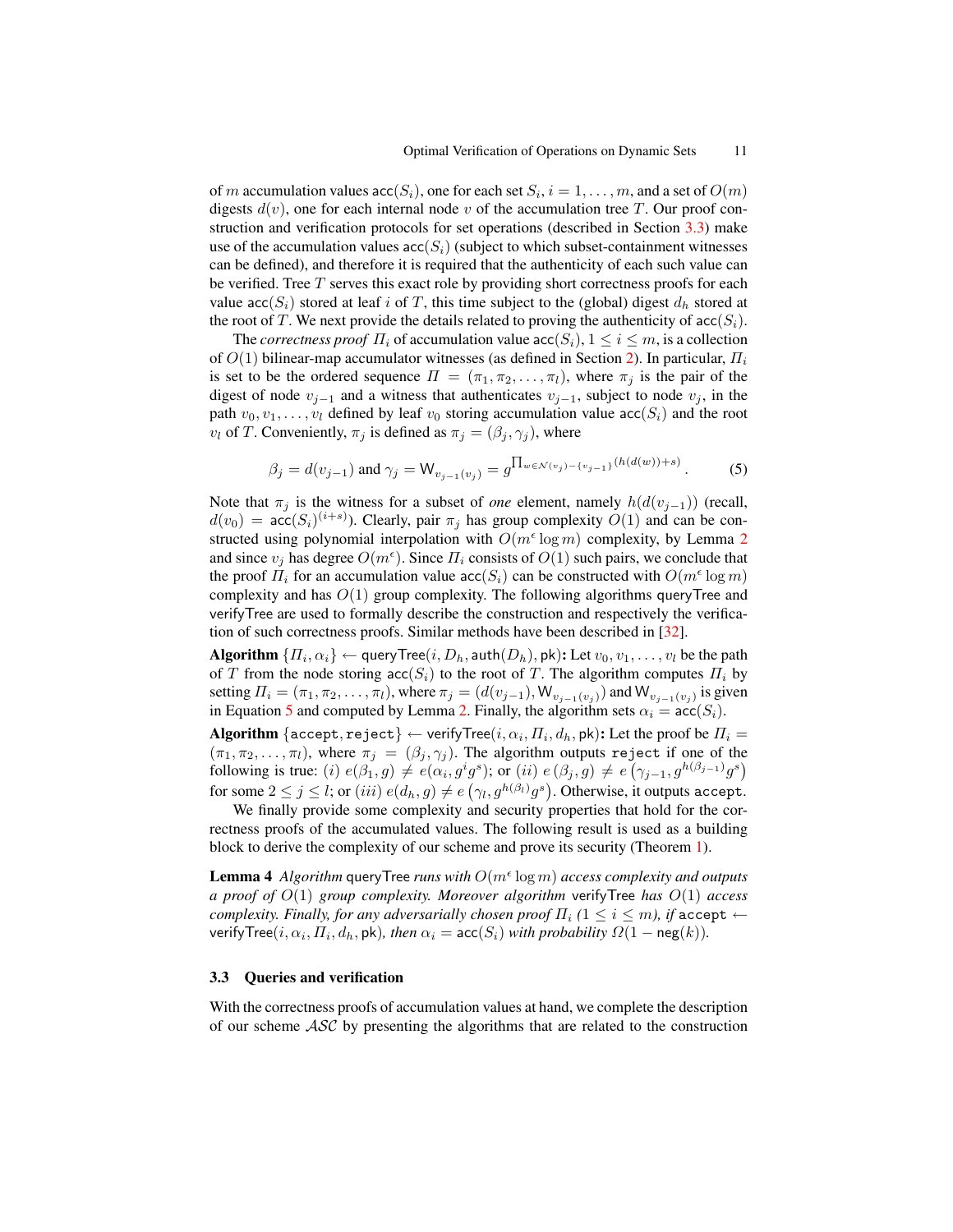of $m$ accumulation values $\mathsf{acc}(S_i)$, one for each set $S_i$, $i = 1, \ldots, m$, and a set of $O(m)$ digests $d(v)$, one for each internal node $v$ of the accumulation tree $T$. Our proof construction and verification protocols for set operations (described in Section 3.3) make use of the accumulation values $\mathsf{acc}(S_i)$ (subject to which subset-containment witnesses can be defined), and therefore it is required that the authenticity of each such value can be verified. Tree $T$ serves this exact role by providing short correctness proofs for each value $\mathsf{acc}(S_i)$ stored at leaf $i$ of $T$, this time subject to the (global) digest $d_h$ stored at the root of $T$. We next provide the details related to proving the authenticity of $\mathsf{acc}(S_i)$.

The *correctness proof* $\Pi_i$ of accumulation value $\mathsf{acc}(S_i)$, $1 \leq i \leq m$, is a collection of $O(1)$ bilinear-map accumulator witnesses (as defined in Section 2). In particular, $\Pi_i$ is set to be the ordered sequence $\Pi = (\pi_1, \pi_2, \ldots, \pi_l)$, where $\pi_j$ is the pair of the digest of node $v_{j-1}$ and a witness that authenticates $v_{j-1}$, subject to node $v_j$, in the path $v_0, v_1, \ldots, v_l$ defined by leaf $v_0$ storing accumulation value $\mathsf{acc}(S_i)$ and the root $v_l$ of $T$. Conveniently, $\pi_j$ is defined as $\pi_j = (\beta_j, \gamma_j)$, where

$$\beta_j = d(v_{j-1}) \text{ and } \gamma_j = \mathsf{W}_{v_{j-1}(v_j)} = g^{\prod_{w \in \mathcal{N}(v_j) - \{v_{j-1}\}} (h(d(w)) + s)} . \tag{5}$$

Note that $\pi_j$ is the witness for a subset of *one* element, namely $h(d(v_{j-1}))$ (recall, $d(v_0) = \mathsf{acc}(S_i)^{(i+s)}$). Clearly, pair $\pi_j$ has group complexity $O(1)$ and can be constructed using polynomial interpolation with $O(m^\epsilon \log m)$ complexity, by Lemma 2 and since $v_j$ has degree $O(m^\epsilon)$. Since $\Pi_i$ consists of $O(1)$ such pairs, we conclude that the proof $\Pi_i$ for an accumulation value $\mathsf{acc}(S_i)$ can be constructed with $O(m^\epsilon \log m)$ complexity and has $O(1)$ group complexity. The following algorithms queryTree and verifyTree are used to formally describe the construction and respectively the verification of such correctness proofs. Similar methods have been described in [32].

**Algorithm** $\{\Pi_i, \alpha_i\} \leftarrow \mathsf{queryTree}(i, D_h, \mathsf{auth}(D_h), \mathsf{pk})$**:** Let $v_0, v_1, \ldots, v_l$ be the path of $T$ from the node storing $\mathsf{acc}(S_i)$ to the root of $T$. The algorithm computes $\Pi_i$ by setting $\Pi_i = (\pi_1, \pi_2, \ldots, \pi_l)$, where $\pi_j = (d(v_{j-1}), \mathsf{W}_{v_{j-1}(v_j)})$ and $\mathsf{W}_{v_{j-1}(v_j)}$ is given in Equation 5 and computed by Lemma 2. Finally, the algorithm sets $\alpha_i = \mathsf{acc}(S_i)$.

**Algorithm** $\{\texttt{accept}, \texttt{reject}\} \leftarrow \mathsf{verifyTree}(i, \alpha_i, \Pi_i, d_h, \mathsf{pk})$**:** Let the proof be $\Pi_i = (\pi_1, \pi_2, \ldots, \pi_l)$, where $\pi_j = (\beta_j, \gamma_j)$. The algorithm outputs `reject` if one of the following is true: $(i)$ $e(\beta_1, g) \neq e(\alpha_i, g^i g^s)$; or $(ii)$ $e(\beta_j, g) \neq e\left(\gamma_{j-1}, g^{h(\beta_{j-1})} g^s\right)$ for some $2 \leq j \leq l$; or $(iii)$ $e(d_h, g) \neq e\left(\gamma_l, g^{h(\beta_l)} g^s\right)$. Otherwise, it outputs `accept`.

We finally provide some complexity and security properties that hold for the correctness proofs of the accumulated values. The following result is used as a building block to derive the complexity of our scheme and prove its security (Theorem 1).

**Lemma 4** *Algorithm* queryTree *runs with* $O(m^\epsilon \log m)$ *access complexity and outputs a proof of* $O(1)$ *group complexity. Moreover algorithm* verifyTree *has* $O(1)$ *access complexity. Finally, for any adversarially chosen proof* $\Pi_i$ *(*$1 \leq i \leq m$*), if* `accept` $\leftarrow$ $\mathsf{verifyTree}(i, \alpha_i, \Pi_i, d_h, \mathsf{pk})$*, then* $\alpha_i = \mathsf{acc}(S_i)$ *with probability* $\Omega(1 - \mathsf{neg}(k))$.

### 3.3 Queries and verification

With the correctness proofs of accumulation values at hand, we complete the description of our scheme $\mathcal{ASC}$ by presenting the algorithms that are related to the construction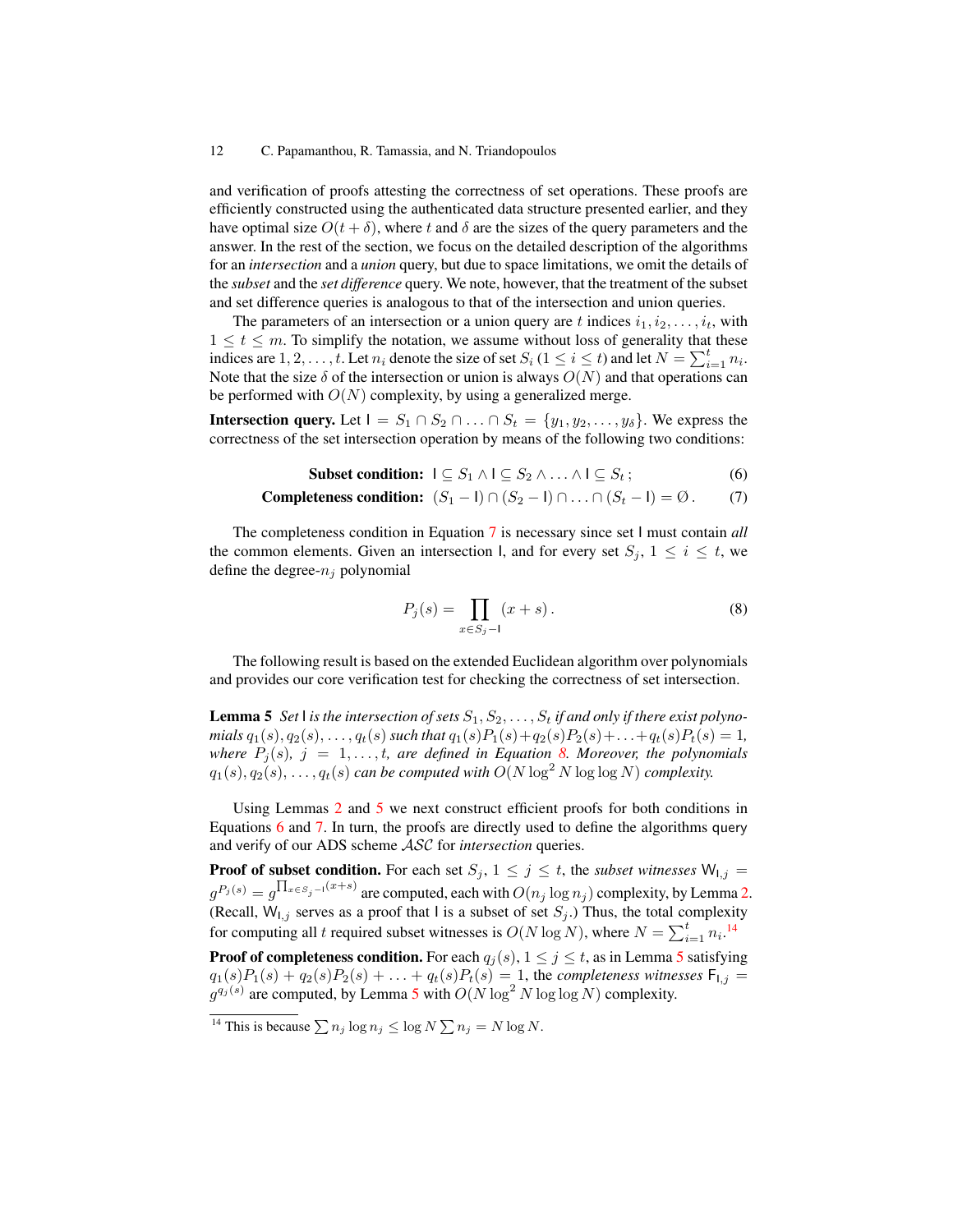and verification of proofs attesting the correctness of set operations. These proofs are efficiently constructed using the authenticated data structure presented earlier, and they have optimal size $O(t + \delta)$, where $t$ and $\delta$ are the sizes of the query parameters and the answer. In the rest of the section, we focus on the detailed description of the algorithms for an *intersection* and a *union* query, but due to space limitations, we omit the details of the *subset* and the *set difference* query. We note, however, that the treatment of the subset and set difference queries is analogous to that of the intersection and union queries.

The parameters of an intersection or a union query are $t$ indices $i_1, i_2, \ldots, i_t$, with $1 \leq t \leq m$. To simplify the notation, we assume without loss of generality that these indices are $1, 2, \ldots, t$. Let $n_i$ denote the size of set $S_i$ $(1 \leq i \leq t)$ and let $N = \sum_{i=1}^{t} n_i$. Note that the size $\delta$ of the intersection or union is always $O(N)$ and that operations can be performed with $O(N)$ complexity, by using a generalized merge.

**Intersection query.** Let $\mathsf{I} = S_1 \cap S_2 \cap \ldots \cap S_t = \{y_1, y_2, \ldots, y_\delta\}$. We express the correctness of the set intersection operation by means of the following two conditions:

$$\textbf{Subset condition:} \quad \mathsf{I} \subseteq S_1 \wedge \mathsf{I} \subseteq S_2 \wedge \ldots \wedge \mathsf{I} \subseteq S_t\,; \tag{6}$$

$$\textbf{Completeness condition:} \quad (S_1 - \mathsf{I}) \cap (S_2 - \mathsf{I}) \cap \ldots \cap (S_t - \mathsf{I}) = \varnothing\,. \tag{7}$$

The completeness condition in Equation 7 is necessary since set $\mathsf{I}$ must contain *all* the common elements. Given an intersection $\mathsf{I}$, and for every set $S_j$, $1 \leq i \leq t$, we define the degree-$n_j$ polynomial

$$P_j(s) = \prod_{x \in S_j - \mathsf{I}} (x + s)\,. \tag{8}$$

The following result is based on the extended Euclidean algorithm over polynomials and provides our core verification test for checking the correctness of set intersection.

**Lemma 5** *Set $\mathsf{I}$ is the intersection of sets $S_1, S_2, \ldots, S_t$ if and only if there exist polynomials $q_1(s), q_2(s), \ldots, q_t(s)$ such that $q_1(s)P_1(s) + q_2(s)P_2(s) + \ldots + q_t(s)P_t(s) = 1$, where $P_j(s)$, $j = 1, \ldots, t$, are defined in Equation 8. Moreover, the polynomials $q_1(s), q_2(s), \ldots, q_t(s)$ can be computed with $O(N \log^2 N \log\log N)$ complexity.*

Using Lemmas 2 and 5 we next construct efficient proofs for both conditions in Equations 6 and 7. In turn, the proofs are directly used to define the algorithms $\mathsf{query}$ and $\mathsf{verify}$ of our ADS scheme $\mathcal{ASC}$ for *intersection* queries.

**Proof of subset condition.** For each set $S_j$, $1 \leq j \leq t$, the *subset witnesses* $\mathsf{W}_{\mathsf{I},j} = g^{P_j(s)} = g^{\prod_{x \in S_j - \mathsf{I}}(x+s)}$ are computed, each with $O(n_j \log n_j)$ complexity, by Lemma 2. (Recall, $\mathsf{W}_{\mathsf{I},j}$ serves as a proof that $\mathsf{I}$ is a subset of set $S_j$.) Thus, the total complexity for computing all $t$ required subset witnesses is $O(N \log N)$, where $N = \sum_{i=1}^{t} n_i$.[14]

**Proof of completeness condition.** For each $q_j(s)$, $1 \leq j \leq t$, as in Lemma 5 satisfying $q_1(s)P_1(s) + q_2(s)P_2(s) + \ldots + q_t(s)P_t(s) = 1$, the *completeness witnesses* $\mathsf{F}_{\mathsf{I},j} = g^{q_j(s)}$ are computed, by Lemma 5 with $O(N \log^2 N \log\log N)$ complexity.

[14] This is because $\sum n_j \log n_j \leq \log N \sum n_j = N \log N$.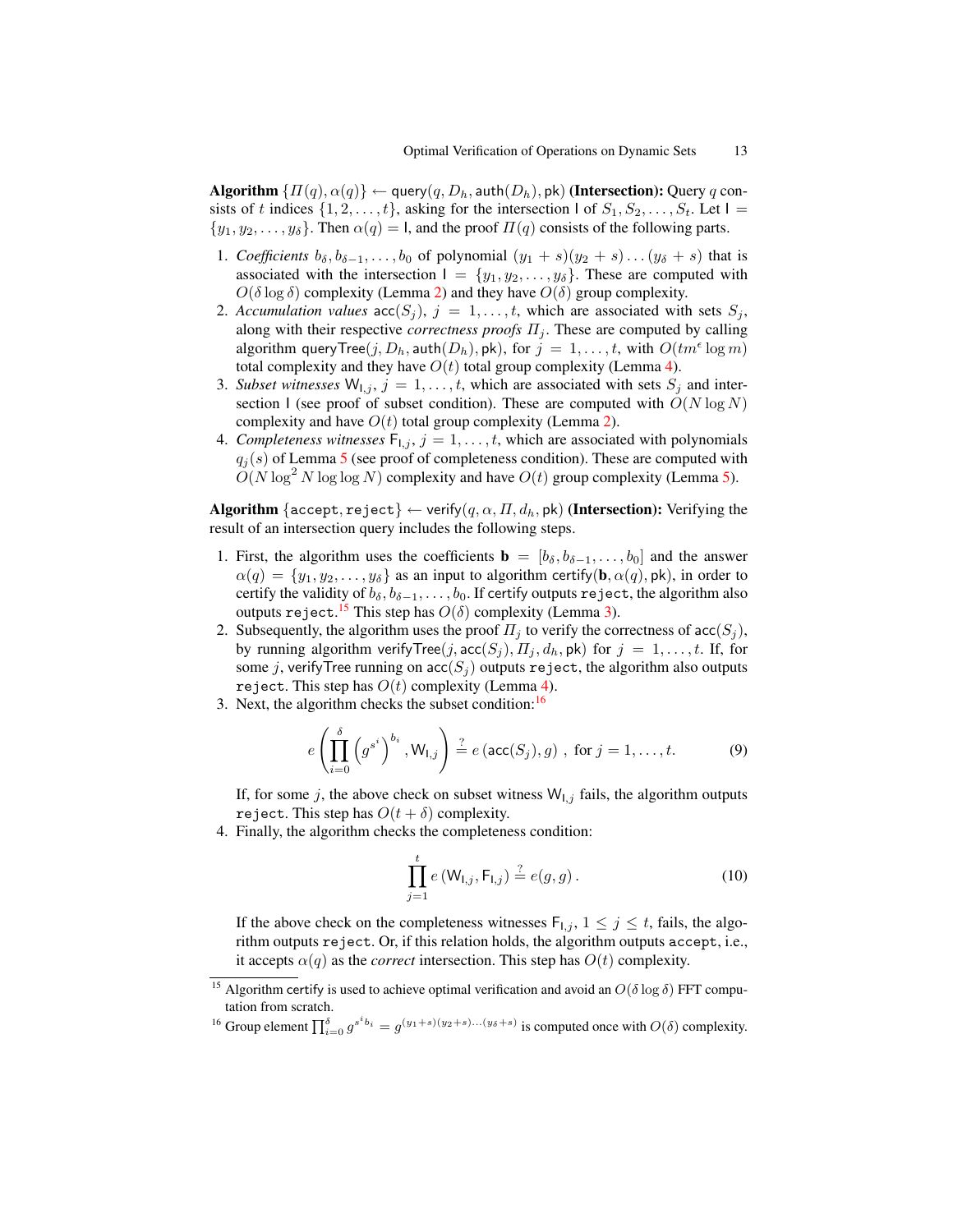**Algorithm** $\{\Pi(q), \alpha(q)\} \leftarrow \mathsf{query}(q, D_h, \mathsf{auth}(D_h), \mathsf{pk})$ **(Intersection):** Query $q$ consists of $t$ indices $\{1, 2, \ldots, t\}$, asking for the intersection $\mathsf{I}$ of $S_1, S_2, \ldots, S_t$. Let $\mathsf{I} = \{y_1, y_2, \ldots, y_\delta\}$. Then $\alpha(q) = \mathsf{I}$, and the proof $\Pi(q)$ consists of the following parts.

1. *Coefficients* $b_\delta, b_{\delta-1}, \ldots, b_0$ of polynomial $(y_1 + s)(y_2 + s) \ldots (y_\delta + s)$ that is associated with the intersection $\mathsf{I} = \{y_1, y_2, \ldots, y_\delta\}$. These are computed with $O(\delta \log \delta)$ complexity (Lemma 2) and they have $O(\delta)$ group complexity.
2. *Accumulation values* $\mathsf{acc}(S_j)$, $j = 1, \ldots, t$, which are associated with sets $S_j$, along with their respective *correctness proofs* $\Pi_j$. These are computed by calling algorithm $\mathsf{queryTree}(j, D_h, \mathsf{auth}(D_h), \mathsf{pk})$, for $j = 1, \ldots, t$, with $O(tm^\epsilon \log m)$ total complexity and they have $O(t)$ total group complexity (Lemma 4).
3. *Subset witnesses* $\mathsf{W}_{\mathsf{I},j}$, $j = 1, \ldots, t$, which are associated with sets $S_j$ and intersection $\mathsf{I}$ (see proof of subset condition). These are computed with $O(N \log N)$ complexity and have $O(t)$ total group complexity (Lemma 2).
4. *Completeness witnesses* $\mathsf{F}_{\mathsf{I},j}$, $j = 1, \ldots, t$, which are associated with polynomials $q_j(s)$ of Lemma 5 (see proof of completeness condition). These are computed with $O(N \log^2 N \log \log N)$ complexity and have $O(t)$ group complexity (Lemma 5).

**Algorithm** $\{\texttt{accept}, \texttt{reject}\} \leftarrow \mathsf{verify}(q, \alpha, \Pi, d_h, \mathsf{pk})$ **(Intersection):** Verifying the result of an intersection query includes the following steps.

1. First, the algorithm uses the coefficients $\mathbf{b} = [b_\delta, b_{\delta-1}, \ldots, b_0]$ and the answer $\alpha(q) = \{y_1, y_2, \ldots, y_\delta\}$ as an input to algorithm $\mathsf{certify}(\mathbf{b}, \alpha(q), \mathsf{pk})$, in order to certify the validity of $b_\delta, b_{\delta-1}, \ldots, b_0$. If certify outputs `reject`, the algorithm also outputs `reject`.[15] This step has $O(\delta)$ complexity (Lemma 3).
2. Subsequently, the algorithm uses the proof $\Pi_j$ to verify the correctness of $\mathsf{acc}(S_j)$, by running algorithm $\mathsf{verifyTree}(j, \mathsf{acc}(S_j), \Pi_j, d_h, \mathsf{pk})$ for $j = 1, \ldots, t$. If, for some $j$, verifyTree running on $\mathsf{acc}(S_j)$ outputs `reject`, the algorithm also outputs `reject`. This step has $O(t)$ complexity (Lemma 4).
3. Next, the algorithm checks the subset condition:[16]

$$e\left(\prod_{i=0}^{\delta} \left(g^{s^i}\right)^{b_i}, \mathsf{W}_{\mathsf{I},j}\right) \stackrel{?}{=} e\left(\mathsf{acc}(S_j), g\right), \text{ for } j = 1, \ldots, t. \tag{9}$$

   If, for some $j$, the above check on subset witness $\mathsf{W}_{\mathsf{I},j}$ fails, the algorithm outputs `reject`. This step has $O(t + \delta)$ complexity.
4. Finally, the algorithm checks the completeness condition:

$$\prod_{j=1}^{t} e\left(\mathsf{W}_{\mathsf{I},j}, \mathsf{F}_{\mathsf{I},j}\right) \stackrel{?}{=} e(g, g). \tag{10}$$

   If the above check on the completeness witnesses $\mathsf{F}_{\mathsf{I},j}$, $1 \leq j \leq t$, fails, the algorithm outputs `reject`. Or, if this relation holds, the algorithm outputs `accept`, i.e., it accepts $\alpha(q)$ as the *correct* intersection. This step has $O(t)$ complexity.

---

[15] Algorithm certify is used to achieve optimal verification and avoid an $O(\delta \log \delta)$ FFT computation from scratch.

[16] Group element $\prod_{i=0}^{\delta} g^{s^i b_i} = g^{(y_1+s)(y_2+s)\ldots(y_\delta+s)}$ is computed once with $O(\delta)$ complexity.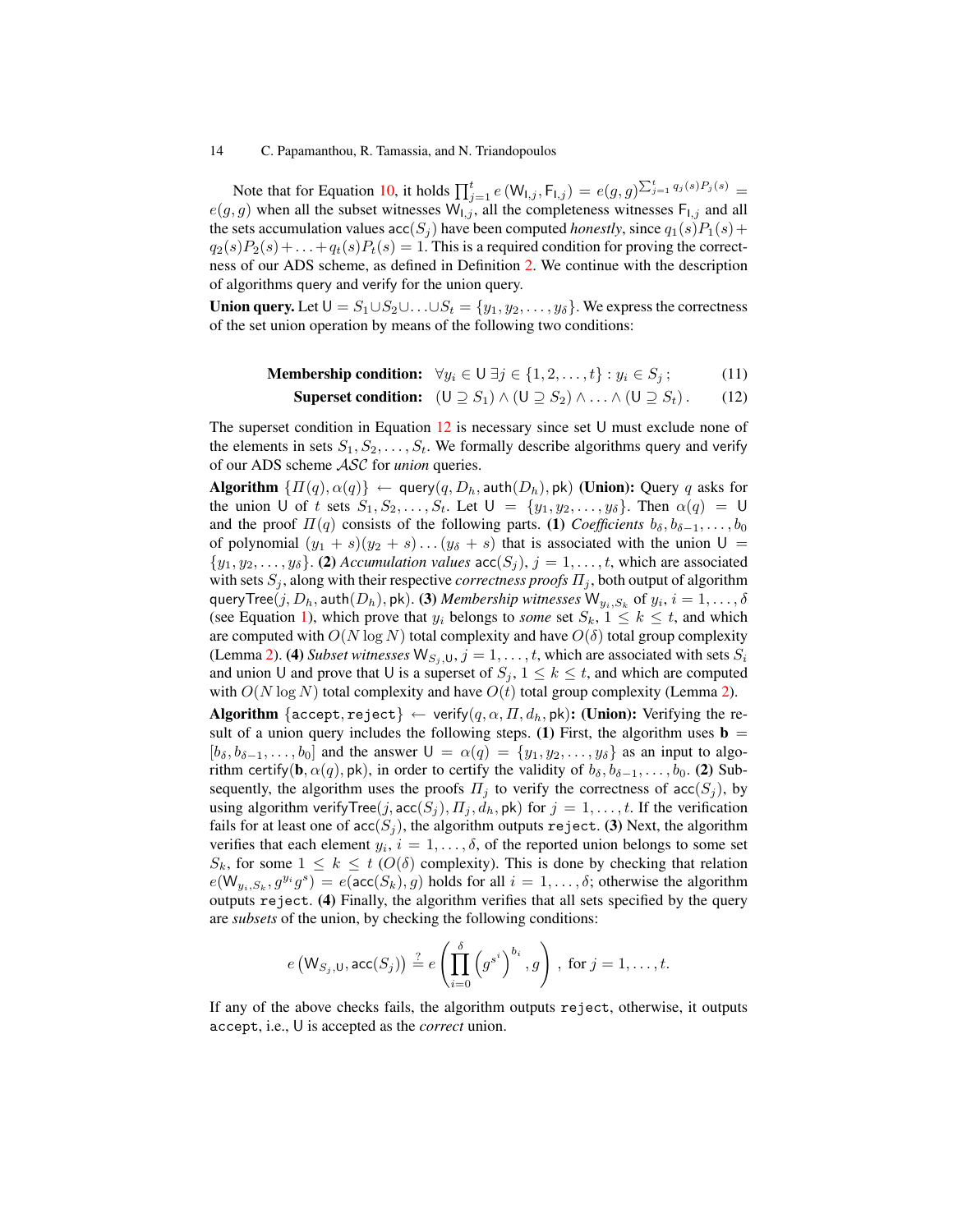Note that for Equation 10, it holds $\prod_{j=1}^{t} e\left(\mathsf{W}_{\mathsf{I},j}, \mathsf{F}_{\mathsf{I},j}\right) = e(g,g)^{\sum_{j=1}^{t} q_j(s) P_j(s)} = e(g,g)$ when all the subset witnesses $\mathsf{W}_{\mathsf{I},j}$, all the completeness witnesses $\mathsf{F}_{\mathsf{I},j}$ and all the sets accumulation values $\mathsf{acc}(S_j)$ have been computed *honestly*, since $q_1(s)P_1(s) + q_2(s)P_2(s) + \ldots + q_t(s)P_t(s) = 1$. This is a required condition for proving the correctness of our ADS scheme, as defined in Definition 2. We continue with the description of algorithms query and verify for the union query.

**Union query.** Let $\mathsf{U} = S_1 \cup S_2 \cup \ldots \cup S_t = \{y_1, y_2, \ldots, y_\delta\}$. We express the correctness of the set union operation by means of the following two conditions:

$$\textbf{Membership condition:} \quad \forall y_i \in \mathsf{U} \; \exists j \in \{1, 2, \ldots, t\} : y_i \in S_j \, ; \tag{11}$$

$$\textbf{Superset condition:} \quad (\mathsf{U} \supseteq S_1) \wedge (\mathsf{U} \supseteq S_2) \wedge \ldots \wedge (\mathsf{U} \supseteq S_t) \, . \tag{12}$$

The superset condition in Equation 12 is necessary since set $\mathsf{U}$ must exclude none of the elements in sets $S_1, S_2, \ldots, S_t$. We formally describe algorithms query and verify of our ADS scheme $\mathcal{ASC}$ for *union* queries.

**Algorithm** $\{\Pi(q), \alpha(q)\} \leftarrow \mathsf{query}(q, D_h, \mathsf{auth}(D_h), \mathsf{pk})$ **(Union):** Query $q$ asks for the union $\mathsf{U}$ of $t$ sets $S_1, S_2, \ldots, S_t$. Let $\mathsf{U} = \{y_1, y_2, \ldots, y_\delta\}$. Then $\alpha(q) = \mathsf{U}$ and the proof $\Pi(q)$ consists of the following parts. **(1)** *Coefficients* $b_\delta, b_{\delta-1}, \ldots, b_0$ of polynomial $(y_1 + s)(y_2 + s) \ldots (y_\delta + s)$ that is associated with the union $\mathsf{U} = \{y_1, y_2, \ldots, y_\delta\}$. **(2)** *Accumulation values* $\mathsf{acc}(S_j)$, $j = 1, \ldots, t$, which are associated with sets $S_j$, along with their respective *correctness proofs* $\Pi_j$, both output of algorithm $\mathsf{queryTree}(j, D_h, \mathsf{auth}(D_h), \mathsf{pk})$. **(3)** *Membership witnesses* $\mathsf{W}_{y_i, S_k}$ of $y_i$, $i = 1, \ldots, \delta$ (see Equation 1), which prove that $y_i$ belongs to *some* set $S_k$, $1 \leq k \leq t$, and which are computed with $O(N \log N)$ total complexity and have $O(\delta)$ total group complexity (Lemma 2). **(4)** *Subset witnesses* $\mathsf{W}_{S_j, \mathsf{U}}$, $j = 1, \ldots, t$, which are associated with sets $S_i$ and union $\mathsf{U}$ and prove that $\mathsf{U}$ is a superset of $S_j$, $1 \leq k \leq t$, and which are computed with $O(N \log N)$ total complexity and have $O(t)$ total group complexity (Lemma 2).

**Algorithm** $\{\texttt{accept}, \texttt{reject}\} \leftarrow \mathsf{verify}(q, \alpha, \Pi, d_h, \mathsf{pk})$**: (Union):** Verifying the result of a union query includes the following steps. **(1)** First, the algorithm uses $\mathbf{b} = [b_\delta, b_{\delta-1}, \ldots, b_0]$ and the answer $\mathsf{U} = \alpha(q) = \{y_1, y_2, \ldots, y_\delta\}$ as an input to algorithm $\mathsf{certify}(\mathbf{b}, \alpha(q), \mathsf{pk})$, in order to certify the validity of $b_\delta, b_{\delta-1}, \ldots, b_0$. **(2)** Subsequently, the algorithm uses the proofs $\Pi_j$ to verify the correctness of $\mathsf{acc}(S_j)$, by using algorithm $\mathsf{verifyTree}(j, \mathsf{acc}(S_j), \Pi_j, d_h, \mathsf{pk})$ for $j = 1, \ldots, t$. If the verification fails for at least one of $\mathsf{acc}(S_j)$, the algorithm outputs `reject`. **(3)** Next, the algorithm verifies that each element $y_i$, $i = 1, \ldots, \delta$, of the reported union belongs to some set $S_k$, for some $1 \leq k \leq t$ ($O(\delta)$ complexity). This is done by checking that relation $e(\mathsf{W}_{y_i, S_k}, g^{y_i} g^s) = e(\mathsf{acc}(S_k), g)$ holds for all $i = 1, \ldots, \delta$; otherwise the algorithm outputs `reject`. **(4)** Finally, the algorithm verifies that all sets specified by the query are *subsets* of the union, by checking the following conditions:

$$e\left(\mathsf{W}_{S_j, \mathsf{U}}, \mathsf{acc}(S_j)\right) \stackrel{?}{=} e\left(\prod_{i=0}^{\delta} \left(g^{s^i}\right)^{b_i}, g\right) \, , \text{ for } j = 1, \ldots, t.$$

If any of the above checks fails, the algorithm outputs `reject`, otherwise, it outputs `accept`, i.e., $\mathsf{U}$ is accepted as the *correct* union.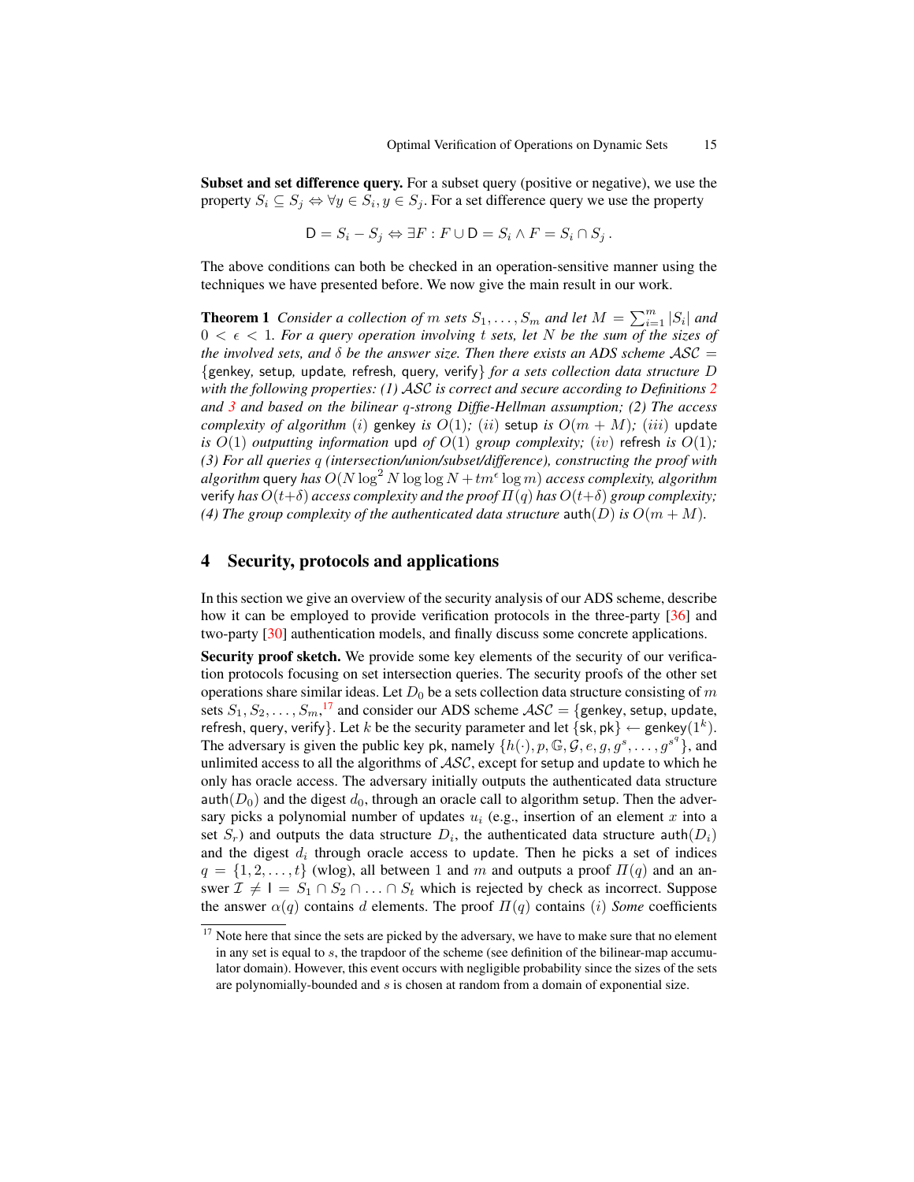**Subset and set difference query.** For a subset query (positive or negative), we use the property $S_i \subseteq S_j \Leftrightarrow \forall y \in S_i, y \in S_j$. For a set difference query we use the property

$$\mathsf{D} = S_i - S_j \Leftrightarrow \exists F : F \cup \mathsf{D} = S_i \wedge F = S_i \cap S_j \, .$$

The above conditions can both be checked in an operation-sensitive manner using the techniques we have presented before. We now give the main result in our work.

**Theorem 1** *Consider a collection of $m$ sets $S_1, \ldots, S_m$ and let $M = \sum_{i=1}^{m} |S_i|$ and $0 < \epsilon < 1$. For a query operation involving $t$ sets, let $N$ be the sum of the sizes of the involved sets, and $\delta$ be the answer size. Then there exists an ADS scheme $\mathcal{ASC} = \{\mathsf{genkey}, \mathsf{setup}, \mathsf{update}, \mathsf{refresh}, \mathsf{query}, \mathsf{verify}\}$ for a sets collection data structure $D$ with the following properties: (1) $\mathcal{ASC}$ is correct and secure according to Definitions 2 and 3 and based on the bilinear $q$-strong Diffie-Hellman assumption; (2) The access complexity of algorithm $(i)$ $\mathsf{genkey}$ is $O(1)$; $(ii)$ $\mathsf{setup}$ is $O(m+M)$; $(iii)$ $\mathsf{update}$ is $O(1)$ outputting information $\mathsf{upd}$ of $O(1)$ group complexity; $(iv)$ $\mathsf{refresh}$ is $O(1)$; (3) For all queries $q$ (intersection/union/subset/difference), constructing the proof with algorithm $\mathsf{query}$ has $O(N \log^2 N \log\log N + tm^{\epsilon} \log m)$ access complexity, algorithm $\mathsf{verify}$ has $O(t+\delta)$ access complexity and the proof $\Pi(q)$ has $O(t+\delta)$ group complexity; (4) The group complexity of the authenticated data structure $\mathsf{auth}(D)$ is $O(m+M)$.*

## 4 Security, protocols and applications

In this section we give an overview of the security analysis of our ADS scheme, describe how it can be employed to provide verification protocols in the three-party [36] and two-party [30] authentication models, and finally discuss some concrete applications.

**Security proof sketch.** We provide some key elements of the security of our verification protocols focusing on set intersection queries. The security proofs of the other set operations share similar ideas. Let $D_0$ be a sets collection data structure consisting of $m$ sets $S_1, S_2, \ldots, S_m$,[17] and consider our ADS scheme $\mathcal{ASC} = \{\mathsf{genkey}, \mathsf{setup}, \mathsf{update}, \mathsf{refresh}, \mathsf{query}, \mathsf{verify}\}$. Let $k$ be the security parameter and let $\{\mathsf{sk}, \mathsf{pk}\} \leftarrow \mathsf{genkey}(1^k)$. The adversary is given the public key $\mathsf{pk}$, namely $\{h(\cdot), p, \mathbb{G}, \mathcal{G}, e, g, g^s, \ldots, g^{s^q}\}$, and unlimited access to all the algorithms of $\mathcal{ASC}$, except for $\mathsf{setup}$ and $\mathsf{update}$ to which he only has oracle access. The adversary initially outputs the authenticated data structure $\mathsf{auth}(D_0)$ and the digest $d_0$, through an oracle call to algorithm $\mathsf{setup}$. Then the adversary picks a polynomial number of updates $u_i$ (e.g., insertion of an element $x$ into a set $S_r$) and outputs the data structure $D_i$, the authenticated data structure $\mathsf{auth}(D_i)$ and the digest $d_i$ through oracle access to $\mathsf{update}$. Then he picks a set of indices $q = \{1, 2, \ldots, t\}$ (wlog), all between 1 and $m$ and outputs a proof $\Pi(q)$ and an answer $\mathcal{I} \neq \mathsf{I} = S_1 \cap S_2 \cap \ldots \cap S_t$ which is rejected by check as incorrect. Suppose the answer $\alpha(q)$ contains $d$ elements. The proof $\Pi(q)$ contains $(i)$ *Some* coefficients

[17] Note here that since the sets are picked by the adversary, we have to make sure that no element in any set is equal to $s$, the trapdoor of the scheme (see definition of the bilinear-map accumulator domain). However, this event occurs with negligible probability since the sizes of the sets are polynomially-bounded and $s$ is chosen at random from a domain of exponential size.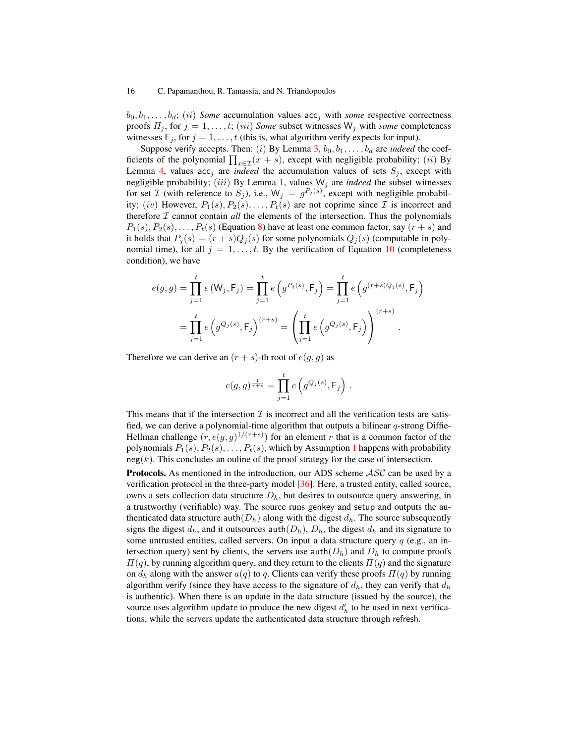$b_0, b_1, \ldots, b_d$; $(ii)$ *Some* accumulation values $\mathsf{acc}_j$ with *some* respective correctness proofs $\Pi_j$, for $j = 1, \ldots, t$; $(iii)$ *Some* subset witnesses $\mathsf{W}_j$ with *some* completeness witnesses $\mathsf{F}_j$, for $j = 1, \ldots, t$ (this is, what algorithm verify expects for input).

Suppose verify accepts. Then: $(i)$ By Lemma 3, $b_0, b_1, \ldots, b_d$ are *indeed* the coefficients of the polynomial $\prod_{x \in \mathcal{I}}(x + s)$, except with negligible probability; $(ii)$ By Lemma 4, values $\mathsf{acc}_j$ are *indeed* the accumulation values of sets $S_j$, except with negligible probability; $(iii)$ By Lemma 1, values $\mathsf{W}_j$ are *indeed* the subset witnesses for set $\mathcal{I}$ (with reference to $S_j$), i.e., $\mathsf{W}_j = g^{P_j(s)}$, except with negligible probability; $(iv)$ However, $P_1(s), P_2(s), \ldots, P_t(s)$ are not coprime since $\mathcal{I}$ is incorrect and therefore $\mathcal{I}$ cannot contain *all* the elements of the intersection. Thus the polynomials $P_1(s), P_2(s), \ldots, P_t(s)$ (Equation 8) have at least one common factor, say $(r + s)$ and it holds that $P_j(s) = (r + s)Q_j(s)$ for some polynomials $Q_j(s)$ (computable in polynomial time), for all $j = 1, \ldots, t$. By the verification of Equation 10 (completeness condition), we have

$$
\begin{aligned}
e(g,g) &= \prod_{j=1}^{t} e\left(\mathsf{W}_j, \mathsf{F}_j\right) = \prod_{j=1}^{t} e\left(g^{P_j(s)}, \mathsf{F}_j\right) = \prod_{j=1}^{t} e\left(g^{(r+s)Q_j(s)}, \mathsf{F}_j\right) \\
&= \prod_{j=1}^{t} e\left(g^{Q_j(s)}, \mathsf{F}_j\right)^{(r+s)} = \left(\prod_{j=1}^{t} e\left(g^{Q_j(s)}, \mathsf{F}_j\right)\right)^{(r+s)} .
\end{aligned}
$$

Therefore we can derive an $(r + s)$-th root of $e(g, g)$ as

$$
e(g,g)^{\frac{1}{r+s}} = \prod_{j=1}^{t} e\left(g^{Q_j(s)}, \mathsf{F}_j\right) .
$$

This means that if the intersection $\mathcal{I}$ is incorrect and all the verification tests are satisfied, we can derive a polynomial-time algorithm that outputs a bilinear $q$-strong Diffie-Hellman challenge $(r, e(g, g)^{1/(r+s)})$ for an element $r$ that is a common factor of the polynomials $P_1(s), P_2(s), \ldots, P_t(s)$, which by Assumption 1 happens with probability $\mathsf{neg}(k)$. This concludes an ouline of the proof strategy for the case of intersection.

**Protocols.** As mentioned in the introduction, our ADS scheme $\mathcal{ASC}$ can be used by a verification protocol in the three-party model [36]. Here, a trusted entity, called source, owns a sets collection data structure $D_h$, but desires to outsource query answering, in a trustworthy (verifiable) way. The source runs genkey and setup and outputs the authenticated data structure $\mathsf{auth}(D_h)$ along with the digest $d_h$. The source subsequently signs the digest $d_h$, and it outsources $\mathsf{auth}(D_h)$, $D_h$, the digest $d_h$ and its signature to some untrusted entities, called servers. On input a data structure query $q$ (e.g., an intersection query) sent by clients, the servers use $\mathsf{auth}(D_h)$ and $D_h$ to compute proofs $\Pi(q)$, by running algorithm query, and they return to the clients $\Pi(q)$ and the signature on $d_h$ along with the answer $a(q)$ to $q$. Clients can verify these proofs $\Pi(q)$ by running algorithm verify (since they have access to the signature of $d_h$, they can verify that $d_h$ is authentic). When there is an update in the data structure (issued by the source), the source uses algorithm update to produce the new digest $d_h'$ to be used in next verifications, while the servers update the authenticated data structure through refresh.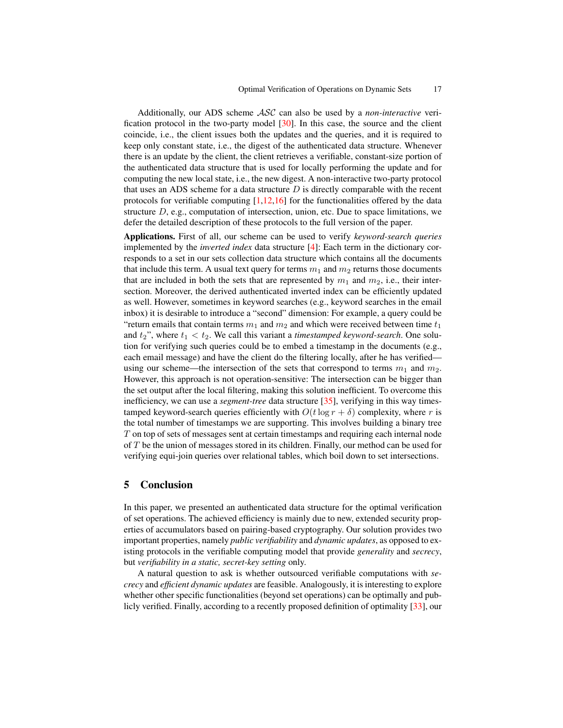Additionally, our ADS scheme $\mathcal{ASC}$ can also be used by a *non-interactive* verification protocol in the two-party model [30]. In this case, the source and the client coincide, i.e., the client issues both the updates and the queries, and it is required to keep only constant state, i.e., the digest of the authenticated data structure. Whenever there is an update by the client, the client retrieves a verifiable, constant-size portion of the authenticated data structure that is used for locally performing the update and for computing the new local state, i.e., the new digest. A non-interactive two-party protocol that uses an ADS scheme for a data structure $D$ is directly comparable with the recent protocols for verifiable computing [1,12,16] for the functionalities offered by the data structure $D$, e.g., computation of intersection, union, etc. Due to space limitations, we defer the detailed description of these protocols to the full version of the paper.

**Applications.** First of all, our scheme can be used to verify *keyword-search queries* implemented by the *inverted index* data structure [4]: Each term in the dictionary corresponds to a set in our sets collection data structure which contains all the documents that include this term. A usual text query for terms $m_1$ and $m_2$ returns those documents that are included in both the sets that are represented by $m_1$ and $m_2$, i.e., their intersection. Moreover, the derived authenticated inverted index can be efficiently updated as well. However, sometimes in keyword searches (e.g., keyword searches in the email inbox) it is desirable to introduce a "second" dimension: For example, a query could be "return emails that contain terms $m_1$ and $m_2$ and which were received between time $t_1$ and $t_2$", where $t_1 < t_2$. We call this variant a *timestamped keyword-search*. One solution for verifying such queries could be to embed a timestamp in the documents (e.g., each email message) and have the client do the filtering locally, after he has verified—using our scheme—the intersection of the sets that correspond to terms $m_1$ and $m_2$. However, this approach is not operation-sensitive: The intersection can be bigger than the set output after the local filtering, making this solution inefficient. To overcome this inefficiency, we can use a *segment-tree* data structure [35], verifying in this way timestamped keyword-search queries efficiently with $O(t \log r + \delta)$ complexity, where $r$ is the total number of timestamps we are supporting. This involves building a binary tree $T$ on top of sets of messages sent at certain timestamps and requiring each internal node of $T$ be the union of messages stored in its children. Finally, our method can be used for verifying equi-join queries over relational tables, which boil down to set intersections.

## 5 Conclusion

In this paper, we presented an authenticated data structure for the optimal verification of set operations. The achieved efficiency is mainly due to new, extended security properties of accumulators based on pairing-based cryptography. Our solution provides two important properties, namely *public verifiability* and *dynamic updates*, as opposed to existing protocols in the verifiable computing model that provide *generality* and *secrecy*, but *verifiability in a static, secret-key setting* only.

A natural question to ask is whether outsourced verifiable computations with *secrecy* and *efficient dynamic updates* are feasible. Analogously, it is interesting to explore whether other specific functionalities (beyond set operations) can be optimally and publicly verified. Finally, according to a recently proposed definition of optimality [33], our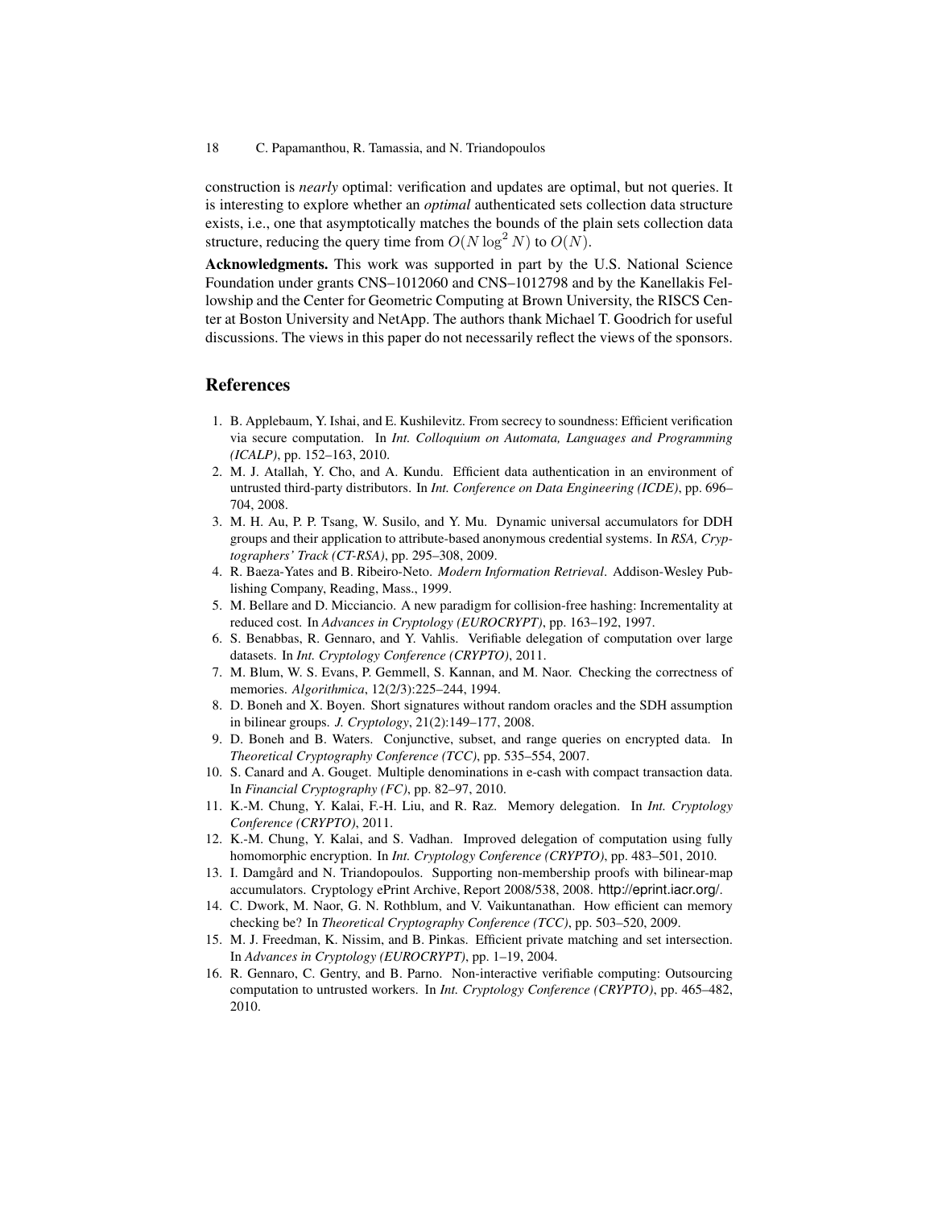construction is *nearly* optimal: verification and updates are optimal, but not queries. It is interesting to explore whether an *optimal* authenticated sets collection data structure exists, i.e., one that asymptotically matches the bounds of the plain sets collection data structure, reducing the query time from $O(N \log^2 N)$ to $O(N)$.

**Acknowledgments.** This work was supported in part by the U.S. National Science Foundation under grants CNS–1012060 and CNS–1012798 and by the Kanellakis Fellowship and the Center for Geometric Computing at Brown University, the RISCS Center at Boston University and NetApp. The authors thank Michael T. Goodrich for useful discussions. The views in this paper do not necessarily reflect the views of the sponsors.

## References

1. B. Applebaum, Y. Ishai, and E. Kushilevitz. From secrecy to soundness: Efficient verification via secure computation. In *Int. Colloquium on Automata, Languages and Programming (ICALP)*, pp. 152–163, 2010.
2. M. J. Atallah, Y. Cho, and A. Kundu. Efficient data authentication in an environment of untrusted third-party distributors. In *Int. Conference on Data Engineering (ICDE)*, pp. 696–704, 2008.
3. M. H. Au, P. P. Tsang, W. Susilo, and Y. Mu. Dynamic universal accumulators for DDH groups and their application to attribute-based anonymous credential systems. In *RSA, Cryptographers' Track (CT-RSA)*, pp. 295–308, 2009.
4. R. Baeza-Yates and B. Ribeiro-Neto. *Modern Information Retrieval*. Addison-Wesley Publishing Company, Reading, Mass., 1999.
5. M. Bellare and D. Micciancio. A new paradigm for collision-free hashing: Incrementality at reduced cost. In *Advances in Cryptology (EUROCRYPT)*, pp. 163–192, 1997.
6. S. Benabbas, R. Gennaro, and Y. Vahlis. Verifiable delegation of computation over large datasets. In *Int. Cryptology Conference (CRYPTO)*, 2011.
7. M. Blum, W. S. Evans, P. Gemmell, S. Kannan, and M. Naor. Checking the correctness of memories. *Algorithmica*, 12(2/3):225–244, 1994.
8. D. Boneh and X. Boyen. Short signatures without random oracles and the SDH assumption in bilinear groups. *J. Cryptology*, 21(2):149–177, 2008.
9. D. Boneh and B. Waters. Conjunctive, subset, and range queries on encrypted data. In *Theoretical Cryptography Conference (TCC)*, pp. 535–554, 2007.
10. S. Canard and A. Gouget. Multiple denominations in e-cash with compact transaction data. In *Financial Cryptography (FC)*, pp. 82–97, 2010.
11. K.-M. Chung, Y. Kalai, F.-H. Liu, and R. Raz. Memory delegation. In *Int. Cryptology Conference (CRYPTO)*, 2011.
12. K.-M. Chung, Y. Kalai, and S. Vadhan. Improved delegation of computation using fully homomorphic encryption. In *Int. Cryptology Conference (CRYPTO)*, pp. 483–501, 2010.
13. I. Damgård and N. Triandopoulos. Supporting non-membership proofs with bilinear-map accumulators. Cryptology ePrint Archive, Report 2008/538, 2008. http://eprint.iacr.org/.
14. C. Dwork, M. Naor, G. N. Rothblum, and V. Vaikuntanathan. How efficient can memory checking be? In *Theoretical Cryptography Conference (TCC)*, pp. 503–520, 2009.
15. M. J. Freedman, K. Nissim, and B. Pinkas. Efficient private matching and set intersection. In *Advances in Cryptology (EUROCRYPT)*, pp. 1–19, 2004.
16. R. Gennaro, C. Gentry, and B. Parno. Non-interactive verifiable computing: Outsourcing computation to untrusted workers. In *Int. Cryptology Conference (CRYPTO)*, pp. 465–482, 2010.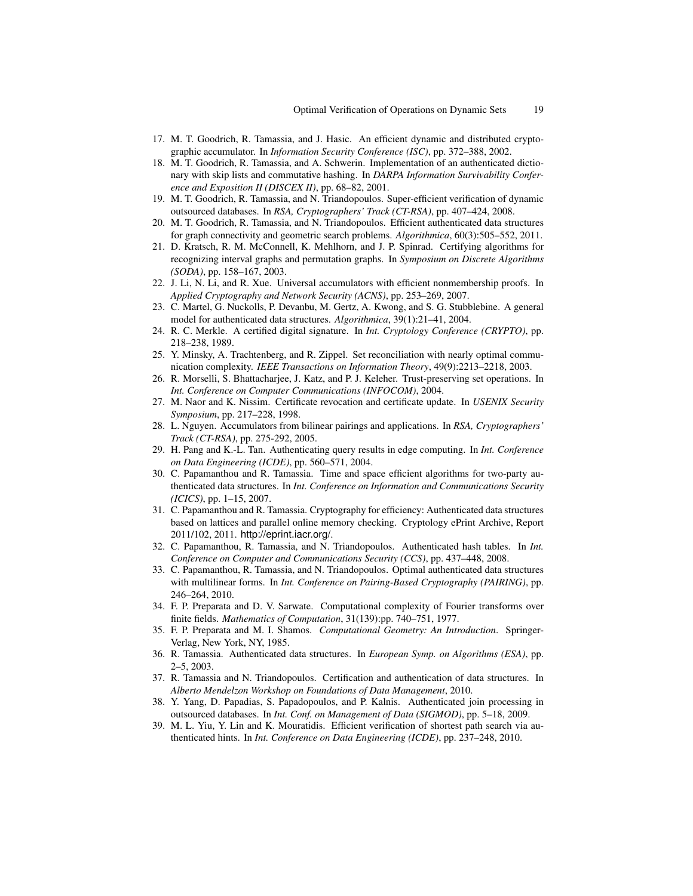17. M. T. Goodrich, R. Tamassia, and J. Hasic. An efficient dynamic and distributed cryptographic accumulator. In *Information Security Conference (ISC)*, pp. 372–388, 2002.
18. M. T. Goodrich, R. Tamassia, and A. Schwerin. Implementation of an authenticated dictionary with skip lists and commutative hashing. In *DARPA Information Survivability Conference and Exposition II (DISCEX II)*, pp. 68–82, 2001.
19. M. T. Goodrich, R. Tamassia, and N. Triandopoulos. Super-efficient verification of dynamic outsourced databases. In *RSA, Cryptographers' Track (CT-RSA)*, pp. 407–424, 2008.
20. M. T. Goodrich, R. Tamassia, and N. Triandopoulos. Efficient authenticated data structures for graph connectivity and geometric search problems. *Algorithmica*, 60(3):505–552, 2011.
21. D. Kratsch, R. M. McConnell, K. Mehlhorn, and J. P. Spinrad. Certifying algorithms for recognizing interval graphs and permutation graphs. In *Symposium on Discrete Algorithms (SODA)*, pp. 158–167, 2003.
22. J. Li, N. Li, and R. Xue. Universal accumulators with efficient nonmembership proofs. In *Applied Cryptography and Network Security (ACNS)*, pp. 253–269, 2007.
23. C. Martel, G. Nuckolls, P. Devanbu, M. Gertz, A. Kwong, and S. G. Stubblebine. A general model for authenticated data structures. *Algorithmica*, 39(1):21–41, 2004.
24. R. C. Merkle. A certified digital signature. In *Int. Cryptology Conference (CRYPTO)*, pp. 218–238, 1989.
25. Y. Minsky, A. Trachtenberg, and R. Zippel. Set reconciliation with nearly optimal communication complexity. *IEEE Transactions on Information Theory*, 49(9):2213–2218, 2003.
26. R. Morselli, S. Bhattacharjee, J. Katz, and P. J. Keleher. Trust-preserving set operations. In *Int. Conference on Computer Communications (INFOCOM)*, 2004.
27. M. Naor and K. Nissim. Certificate revocation and certificate update. In *USENIX Security Symposium*, pp. 217–228, 1998.
28. L. Nguyen. Accumulators from bilinear pairings and applications. In *RSA, Cryptographers' Track (CT-RSA)*, pp. 275-292, 2005.
29. H. Pang and K.-L. Tan. Authenticating query results in edge computing. In *Int. Conference on Data Engineering (ICDE)*, pp. 560–571, 2004.
30. C. Papamanthou and R. Tamassia. Time and space efficient algorithms for two-party authenticated data structures. In *Int. Conference on Information and Communications Security (ICICS)*, pp. 1–15, 2007.
31. C. Papamanthou and R. Tamassia. Cryptography for efficiency: Authenticated data structures based on lattices and parallel online memory checking. Cryptology ePrint Archive, Report 2011/102, 2011. http://eprint.iacr.org/.
32. C. Papamanthou, R. Tamassia, and N. Triandopoulos. Authenticated hash tables. In *Int. Conference on Computer and Communications Security (CCS)*, pp. 437–448, 2008.
33. C. Papamanthou, R. Tamassia, and N. Triandopoulos. Optimal authenticated data structures with multilinear forms. In *Int. Conference on Pairing-Based Cryptography (PAIRING)*, pp. 246–264, 2010.
34. F. P. Preparata and D. V. Sarwate. Computational complexity of Fourier transforms over finite fields. *Mathematics of Computation*, 31(139):pp. 740–751, 1977.
35. F. P. Preparata and M. I. Shamos. *Computational Geometry: An Introduction*. Springer-Verlag, New York, NY, 1985.
36. R. Tamassia. Authenticated data structures. In *European Symp. on Algorithms (ESA)*, pp. 2–5, 2003.
37. R. Tamassia and N. Triandopoulos. Certification and authentication of data structures. In *Alberto Mendelzon Workshop on Foundations of Data Management*, 2010.
38. Y. Yang, D. Papadias, S. Papadopoulos, and P. Kalnis. Authenticated join processing in outsourced databases. In *Int. Conf. on Management of Data (SIGMOD)*, pp. 5–18, 2009.
39. M. L. Yiu, Y. Lin and K. Mouratidis. Efficient verification of shortest path search via authenticated hints. In *Int. Conference on Data Engineering (ICDE)*, pp. 237–248, 2010.